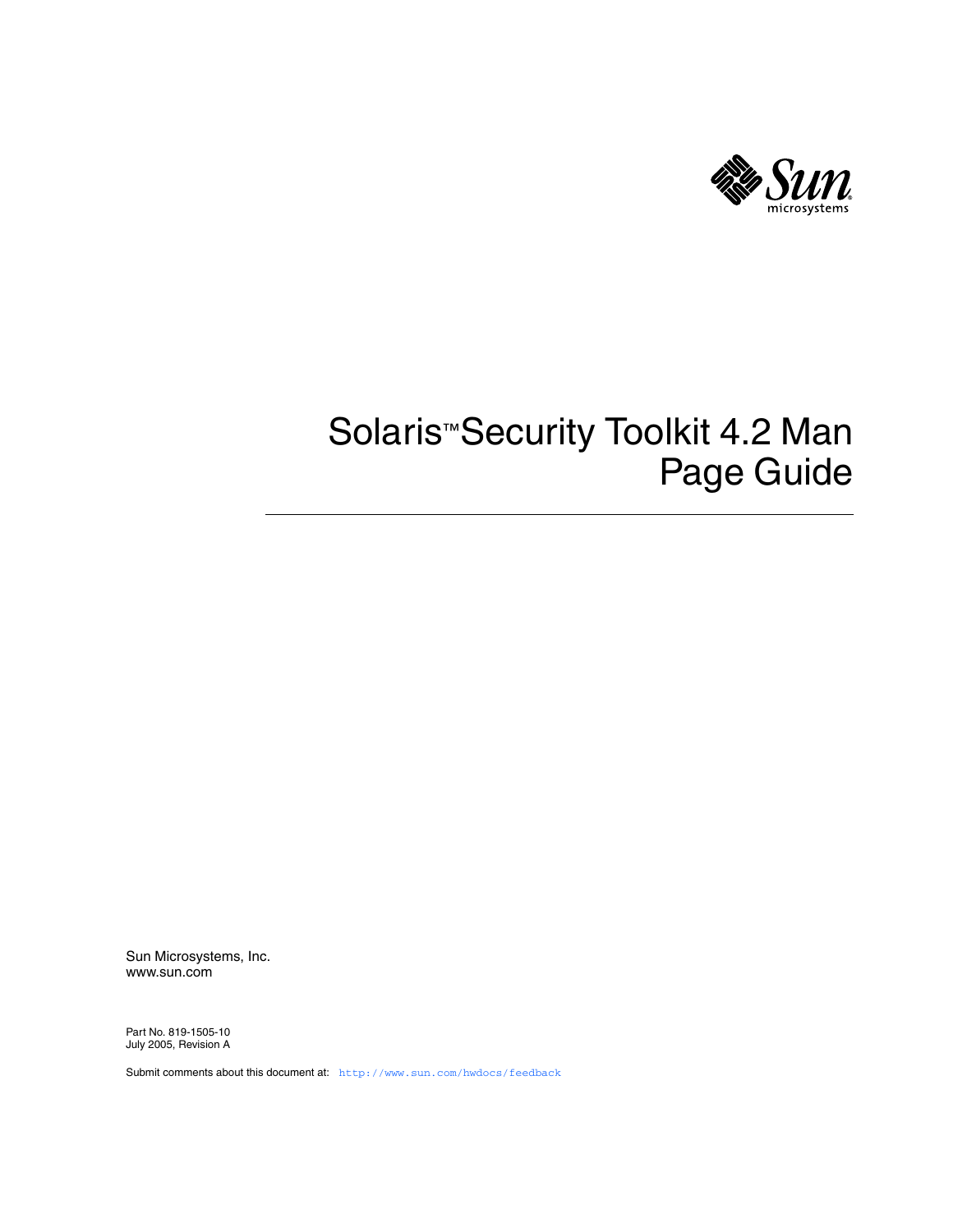# Solaris™ Security Toolkit 4.2 Man Page Guide

Sun Microsystems, Inc.
www.sun.com

Part No. 819-1505-10
July 2005, Revision A

Submit comments about this document at: http://www.sun.com/hwdocs/feedback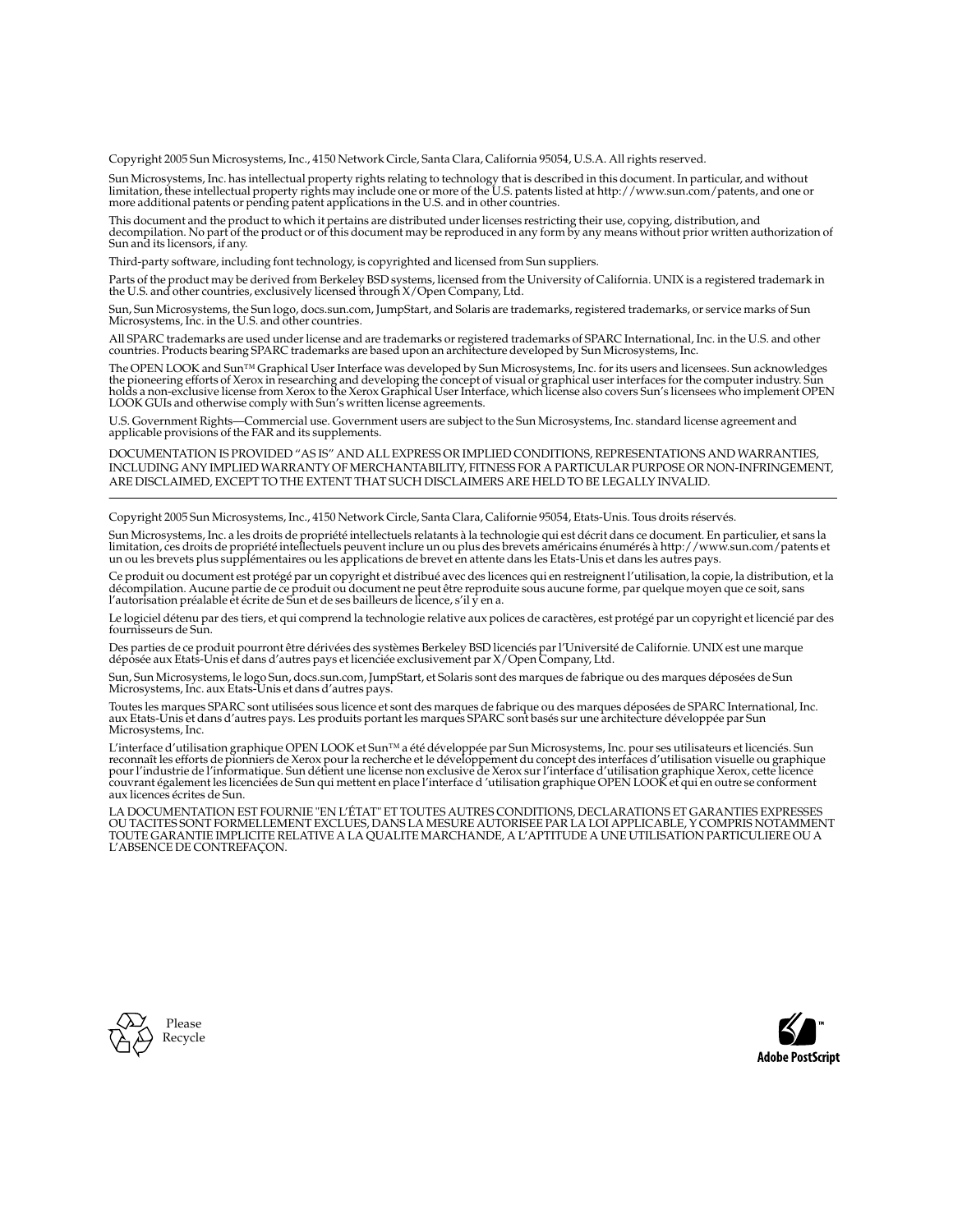Copyright 2005 Sun Microsystems, Inc., 4150 Network Circle, Santa Clara, California 95054, U.S.A. All rights reserved.

Sun Microsystems, Inc. has intellectual property rights relating to technology that is described in this document. In particular, and without limitation, these intellectual property rights may include one or more of the U.S. patents listed at http://www.sun.com/patents, and one or more additional patents or pending patent applications in the U.S. and in other countries.

This document and the product to which it pertains are distributed under licenses restricting their use, copying, distribution, and decompilation. No part of the product or of this document may be reproduced in any form by any means without prior written authorization of Sun and its licensors, if any.

Third-party software, including font technology, is copyrighted and licensed from Sun suppliers.

Parts of the product may be derived from Berkeley BSD systems, licensed from the University of California. UNIX is a registered trademark in the U.S. and other countries, exclusively licensed through X/Open Company, Ltd.

Sun, Sun Microsystems, the Sun logo, docs.sun.com, JumpStart, and Solaris are trademarks, registered trademarks, or service marks of Sun Microsystems, Inc. in the U.S. and other countries.

All SPARC trademarks are used under license and are trademarks or registered trademarks of SPARC International, Inc. in the U.S. and other countries. Products bearing SPARC trademarks are based upon an architecture developed by Sun Microsystems, Inc.

The OPEN LOOK and Sun™ Graphical User Interface was developed by Sun Microsystems, Inc. for its users and licensees. Sun acknowledges the pioneering efforts of Xerox in researching and developing the concept of visual or graphical user interfaces for the computer industry. Sun holds a non-exclusive license from Xerox to the Xerox Graphical User Interface, which license also covers Sun's licensees who implement OPEN LOOK GUIs and otherwise comply with Sun's written license agreements.

U.S. Government Rights—Commercial use. Government users are subject to the Sun Microsystems, Inc. standard license agreement and applicable provisions of the FAR and its supplements.

DOCUMENTATION IS PROVIDED "AS IS" AND ALL EXPRESS OR IMPLIED CONDITIONS, REPRESENTATIONS AND WARRANTIES, INCLUDING ANY IMPLIED WARRANTY OF MERCHANTABILITY, FITNESS FOR A PARTICULAR PURPOSE OR NON-INFRINGEMENT, ARE DISCLAIMED, EXCEPT TO THE EXTENT THAT SUCH DISCLAIMERS ARE HELD TO BE LEGALLY INVALID.

---

Copyright 2005 Sun Microsystems, Inc., 4150 Network Circle, Santa Clara, Californie 95054, Etats-Unis. Tous droits réservés.

Sun Microsystems, Inc. a les droits de propriété intellectuels relatants à la technologie qui est décrit dans ce document. En particulier, et sans la limitation, ces droits de propriété intellectuels peuvent inclure un ou plus des brevets américains énumérés à http://www.sun.com/patents et un ou les brevets plus supplémentaires ou les applications de brevet en attente dans les Etats-Unis et dans les autres pays.

Ce produit ou document est protégé par un copyright et distribué avec des licences qui en restreignent l'utilisation, la copie, la distribution, et la décompilation. Aucune partie de ce produit ou document ne peut être reproduite sous aucune forme, par quelque moyen que ce soit, sans l'autorisation préalable et écrite de Sun et de ses bailleurs de licence, s'il y en a.

Le logiciel détenu par des tiers, et qui comprend la technologie relative aux polices de caractères, est protégé par un copyright et licencié par des fournisseurs de Sun.

Des parties de ce produit pourront être dérivées des systèmes Berkeley BSD licenciés par l'Université de Californie. UNIX est une marque déposée aux Etats-Unis et dans d'autres pays et licenciée exclusivement par X/Open Company, Ltd.

Sun, Sun Microsystems, le logo Sun, docs.sun.com, JumpStart, et Solaris sont des marques de fabrique ou des marques déposées de Sun Microsystems, Inc. aux Etats-Unis et dans d'autres pays.

Toutes les marques SPARC sont utilisées sous licence et sont des marques de fabrique ou des marques déposées de SPARC International, Inc. aux Etats-Unis et dans d'autres pays. Les produits portant les marques SPARC sont basés sur une architecture développée par Sun Microsystems, Inc.

L'interface d'utilisation graphique OPEN LOOK et Sun™ a été développée par Sun Microsystems, Inc. pour ses utilisateurs et licenciés. Sun reconnaît les efforts de pionniers de Xerox pour la recherche et le développement du concept des interfaces d'utilisation visuelle ou graphique pour l'industrie de l'informatique. Sun détient une license non exclusive de Xerox sur l'interface d'utilisation graphique Xerox, cette licence couvrant également les licenciées de Sun qui mettent en place l'interface d 'utilisation graphique OPEN LOOK et qui en outre se conforment aux licences écrites de Sun.

LA DOCUMENTATION EST FOURNIE "EN L'ÉTAT" ET TOUTES AUTRES CONDITIONS, DECLARATIONS ET GARANTIES EXPRESSES OU TACITES SONT FORMELLEMENT EXCLUES, DANS LA MESURE AUTORISEE PAR LA LOI APPLICABLE, Y COMPRIS NOTAMMENT TOUTE GARANTIE IMPLICITE RELATIVE A LA QUALITE MARCHANDE, A L'APTITUDE A UNE UTILISATION PARTICULIERE OU A L'ABSENCE DE CONTREFAÇON.

Please Recycle

Adobe PostScript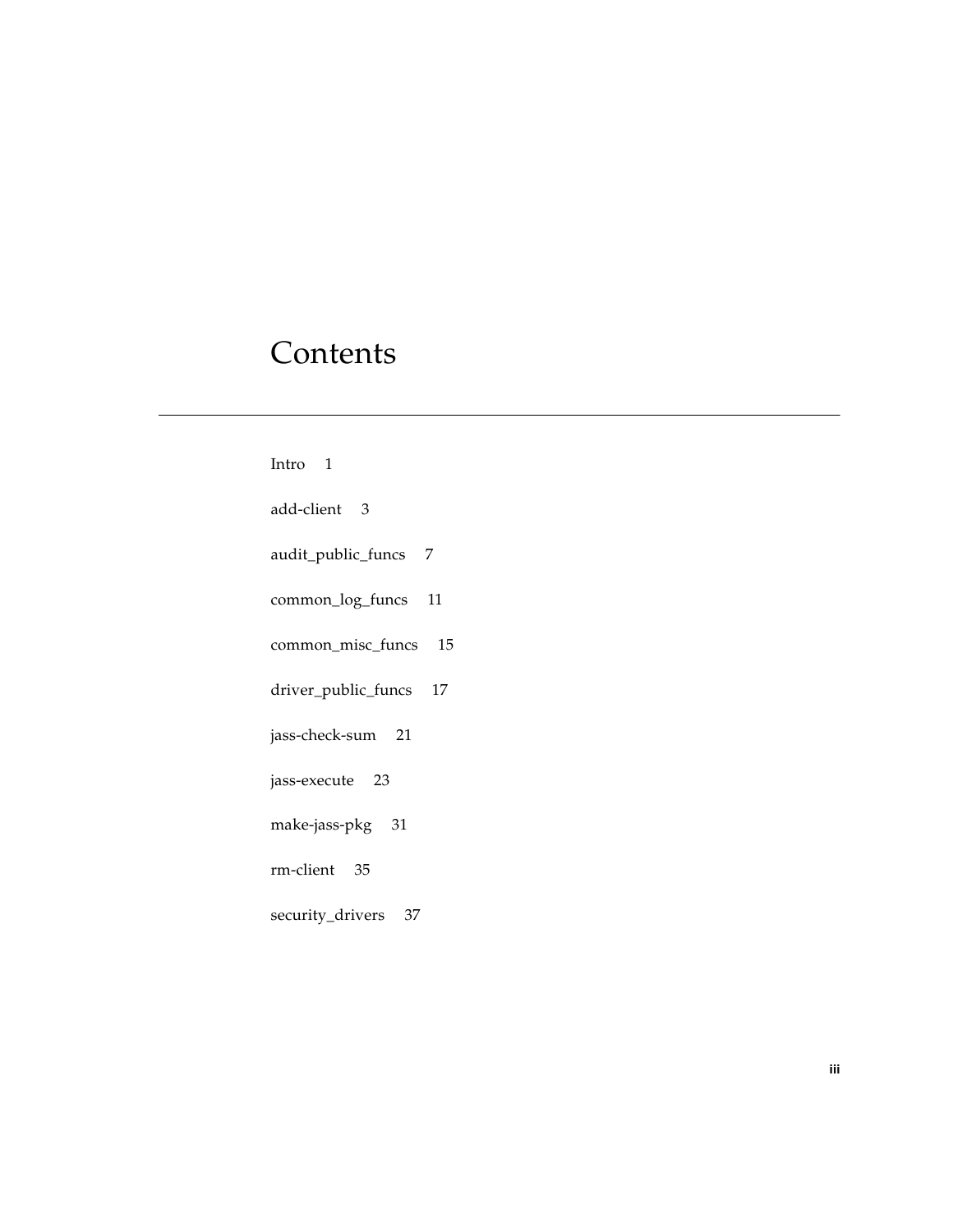# Contents

Intro 1

add-client 3

audit_public_funcs 7

common_log_funcs 11

common_misc_funcs 15

driver_public_funcs 17

jass-check-sum 21

jass-execute 23

make-jass-pkg 31

rm-client 35

security_drivers 37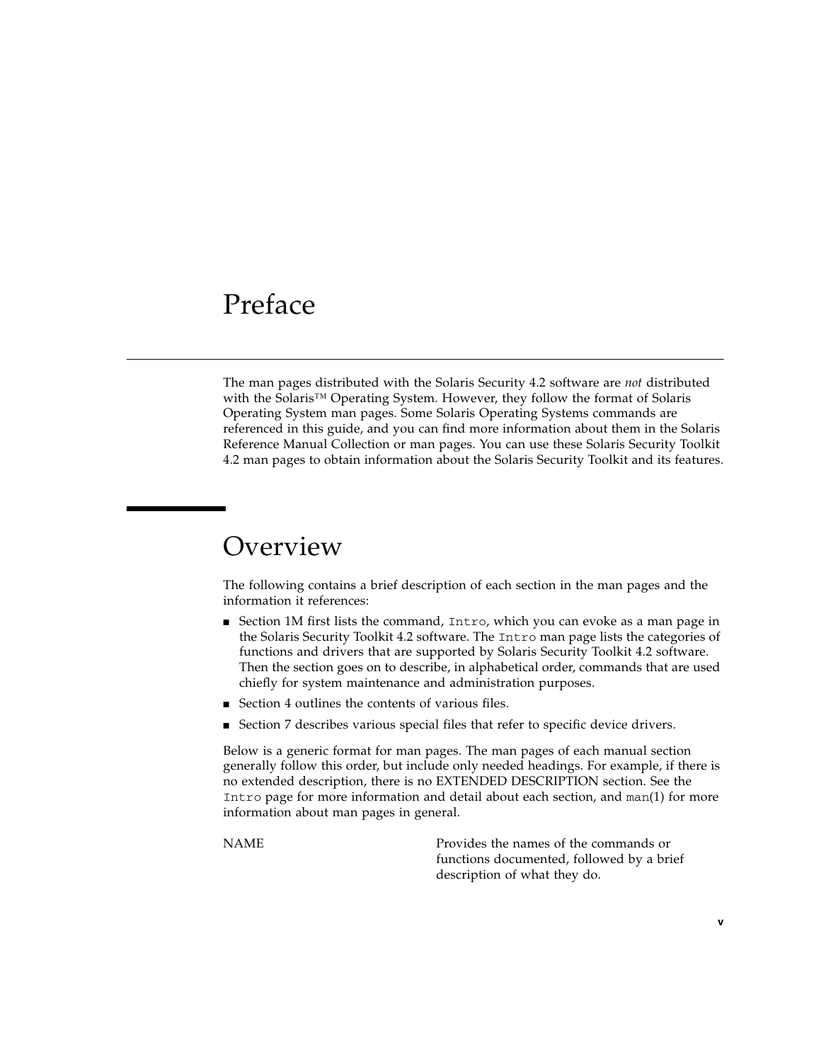# Preface

The man pages distributed with the Solaris Security 4.2 software are *not* distributed with the Solaris™ Operating System. However, they follow the format of Solaris Operating System man pages. Some Solaris Operating Systems commands are referenced in this guide, and you can find more information about them in the Solaris Reference Manual Collection or man pages. You can use these Solaris Security Toolkit 4.2 man pages to obtain information about the Solaris Security Toolkit and its features.

## Overview

The following contains a brief description of each section in the man pages and the information it references:

- Section 1M first lists the command, `Intro`, which you can evoke as a man page in the Solaris Security Toolkit 4.2 software. The `Intro` man page lists the categories of functions and drivers that are supported by Solaris Security Toolkit 4.2 software. Then the section goes on to describe, in alphabetical order, commands that are used chiefly for system maintenance and administration purposes.
- Section 4 outlines the contents of various files.
- Section 7 describes various special files that refer to specific device drivers.

Below is a generic format for man pages. The man pages of each manual section generally follow this order, but include only needed headings. For example, if there is no extended description, there is no EXTENDED DESCRIPTION section. See the `Intro` page for more information and detail about each section, and `man`(1) for more information about man pages in general.

| | |
|---|---|
| NAME | Provides the names of the commands or functions documented, followed by a brief description of what they do. |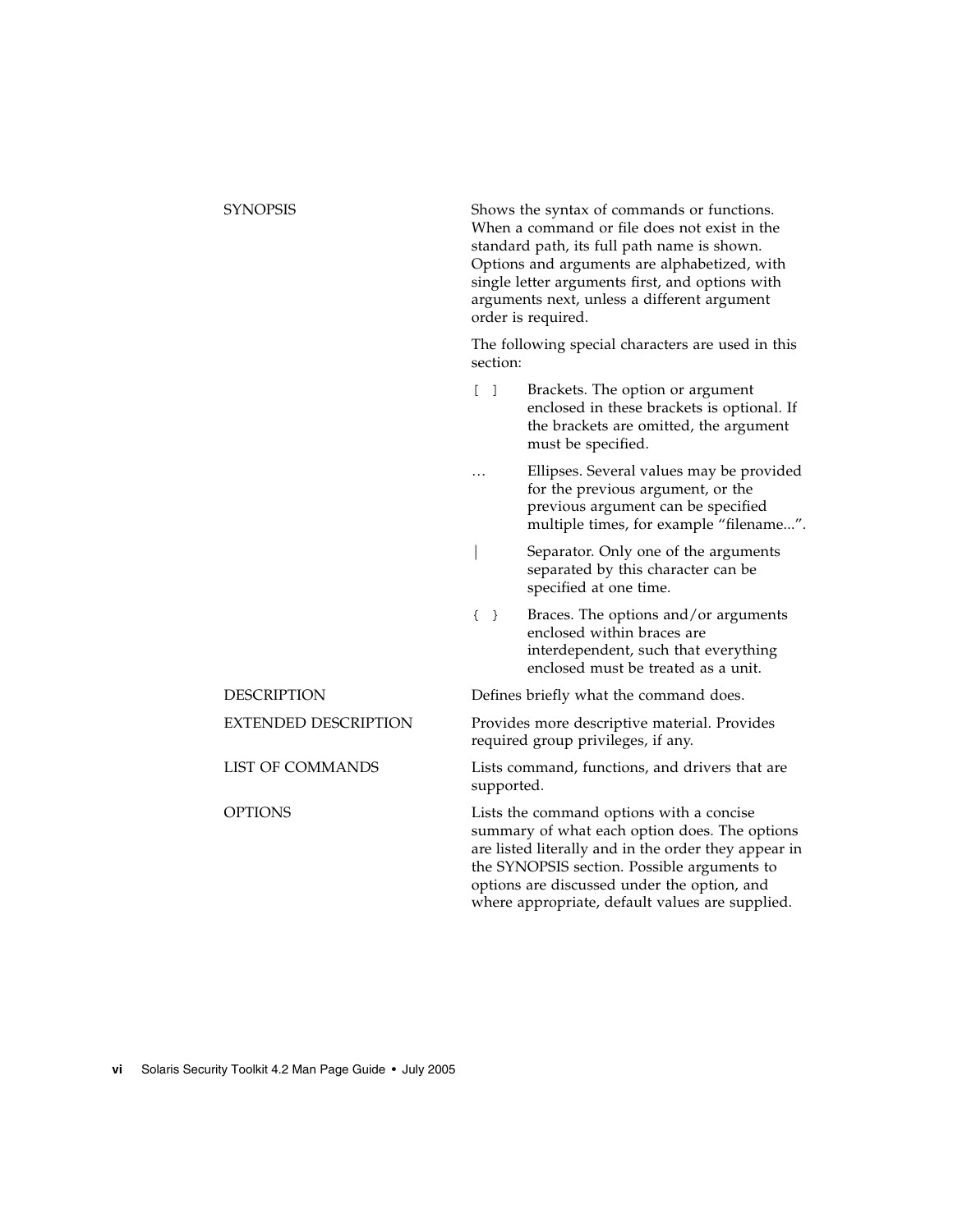| | |
|---|---|
| SYNOPSIS | Shows the syntax of commands or functions. When a command or file does not exist in the standard path, its full path name is shown. Options and arguments are alphabetized, with single letter arguments first, and options with arguments next, unless a different argument order is required. |
| | The following special characters are used in this section: |
| | `[ ]` Brackets. The option or argument enclosed in these brackets is optional. If the brackets are omitted, the argument must be specified. |
| | … Ellipses. Several values may be provided for the previous argument, or the previous argument can be specified multiple times, for example "filename...". |
| | \| Separator. Only one of the arguments separated by this character can be specified at one time. |
| | `{ }` Braces. The options and/or arguments enclosed within braces are interdependent, such that everything enclosed must be treated as a unit. |
| DESCRIPTION | Defines briefly what the command does. |
| EXTENDED DESCRIPTION | Provides more descriptive material. Provides required group privileges, if any. |
| LIST OF COMMANDS | Lists command, functions, and drivers that are supported. |
| OPTIONS | Lists the command options with a concise summary of what each option does. The options are listed literally and in the order they appear in the SYNOPSIS section. Possible arguments to options are discussed under the option, and where appropriate, default values are supplied. |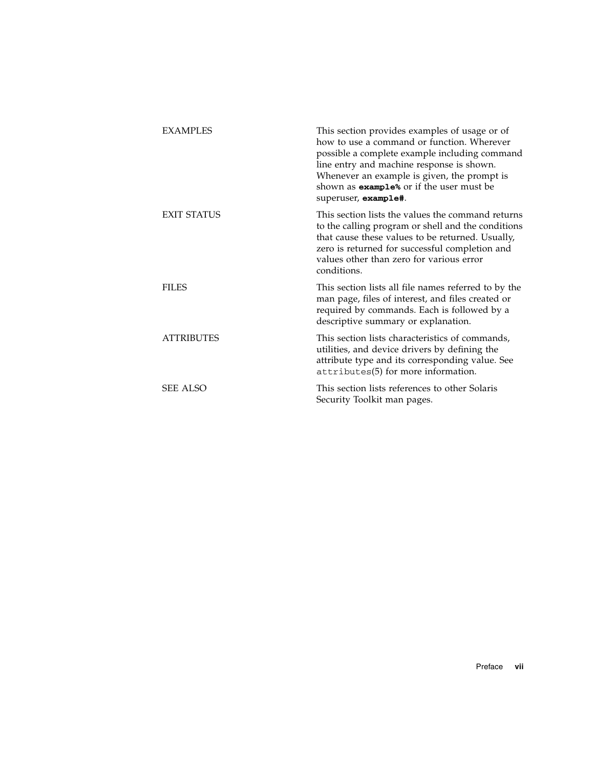| | |
|---|---|
| EXAMPLES | This section provides examples of usage or of how to use a command or function. Wherever possible a complete example including command line entry and machine response is shown. Whenever an example is given, the prompt is shown as **`example%`** or if the user must be superuser, **`example#`**. |
| EXIT STATUS | This section lists the values the command returns to the calling program or shell and the conditions that cause these values to be returned. Usually, zero is returned for successful completion and values other than zero for various error conditions. |
| FILES | This section lists all file names referred to by the man page, files of interest, and files created or required by commands. Each is followed by a descriptive summary or explanation. |
| ATTRIBUTES | This section lists characteristics of commands, utilities, and device drivers by defining the attribute type and its corresponding value. See `attributes`(5) for more information. |
| SEE ALSO | This section lists references to other Solaris Security Toolkit man pages. |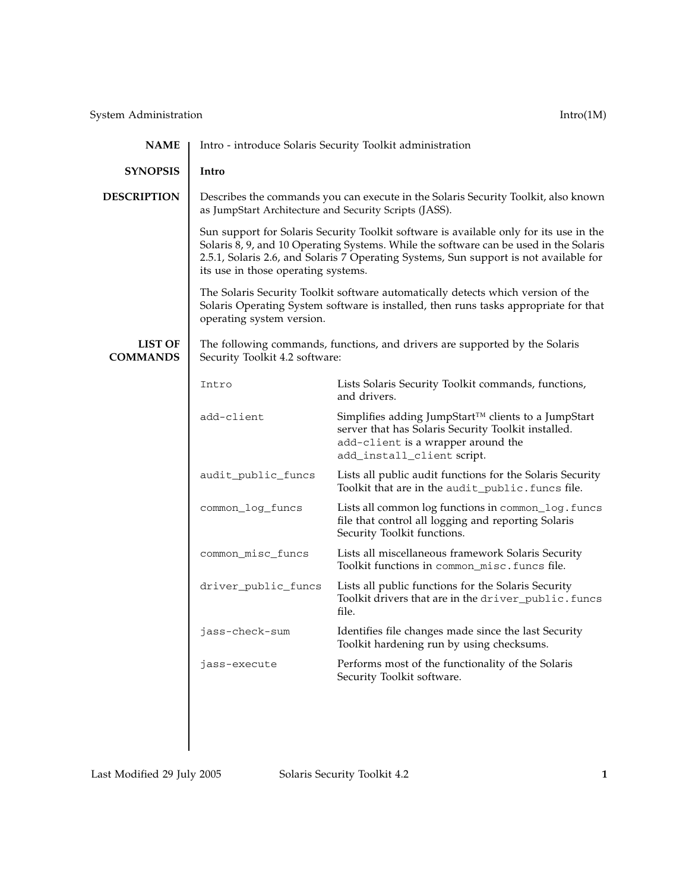## NAME

Intro - introduce Solaris Security Toolkit administration

## SYNOPSIS

**Intro**

## DESCRIPTION

Describes the commands you can execute in the Solaris Security Toolkit, also known as JumpStart Architecture and Security Scripts (JASS).

Sun support for Solaris Security Toolkit software is available only for its use in the Solaris 8, 9, and 10 Operating Systems. While the software can be used in the Solaris 2.5.1, Solaris 2.6, and Solaris 7 Operating Systems, Sun support is not available for its use in those operating systems.

The Solaris Security Toolkit software automatically detects which version of the Solaris Operating System software is installed, then runs tasks appropriate for that operating system version.

## LIST OF COMMANDS

The following commands, functions, and drivers are supported by the Solaris Security Toolkit 4.2 software:

| | |
|---|---|
| `Intro` | Lists Solaris Security Toolkit commands, functions, and drivers. |
| `add-client` | Simplifies adding JumpStart™ clients to a JumpStart server that has Solaris Security Toolkit installed. `add-client` is a wrapper around the `add_install_client` script. |
| `audit_public_funcs` | Lists all public audit functions for the Solaris Security Toolkit that are in the `audit_public.funcs` file. |
| `common_log_funcs` | Lists all common log functions in `common_log.funcs` file that control all logging and reporting Solaris Security Toolkit functions. |
| `common_misc_funcs` | Lists all miscellaneous framework Solaris Security Toolkit functions in `common_misc.funcs` file. |
| `driver_public_funcs` | Lists all public functions for the Solaris Security Toolkit drivers that are in the `driver_public.funcs` file. |
| `jass-check-sum` | Identifies file changes made since the last Security Toolkit hardening run by using checksums. |
| `jass-execute` | Performs most of the functionality of the Solaris Security Toolkit software. |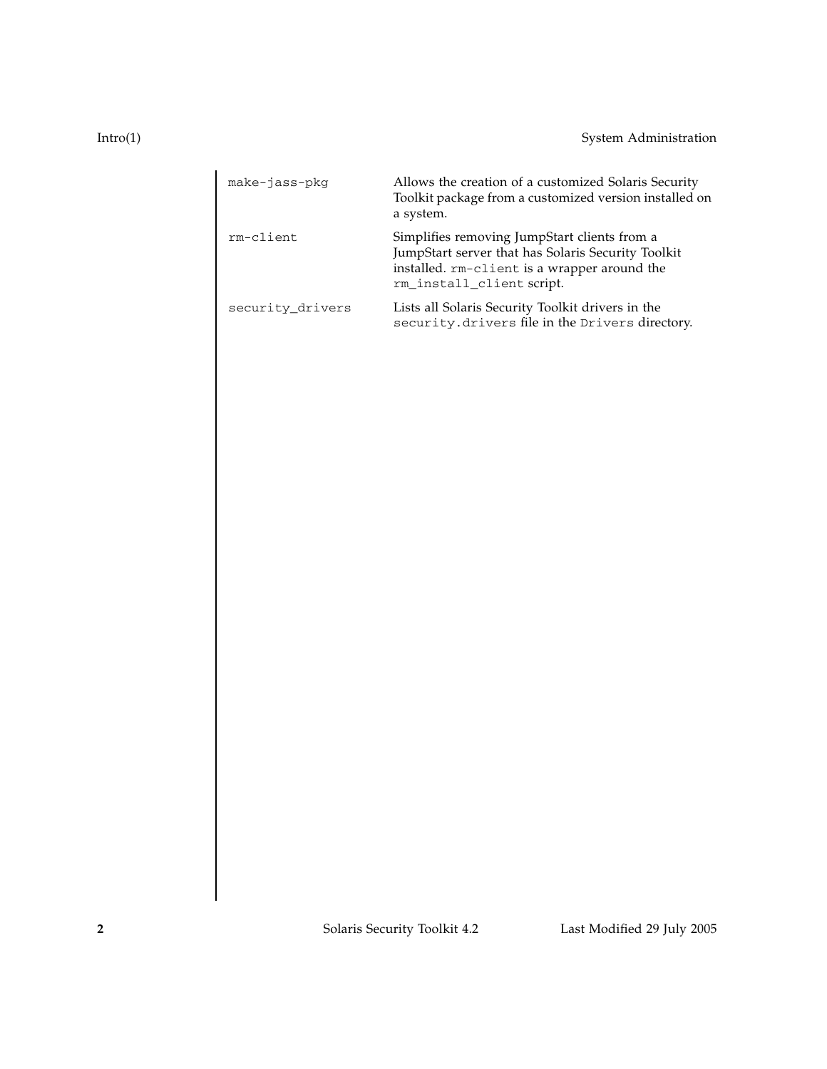| | |
|---|---|
| `make-jass-pkg` | Allows the creation of a customized Solaris Security Toolkit package from a customized version installed on a system. |
| `rm-client` | Simplifies removing JumpStart clients from a JumpStart server that has Solaris Security Toolkit installed. `rm-client` is a wrapper around the `rm_install_client` script. |
| `security_drivers` | Lists all Solaris Security Toolkit drivers in the `security.drivers` file in the `Drivers` directory. |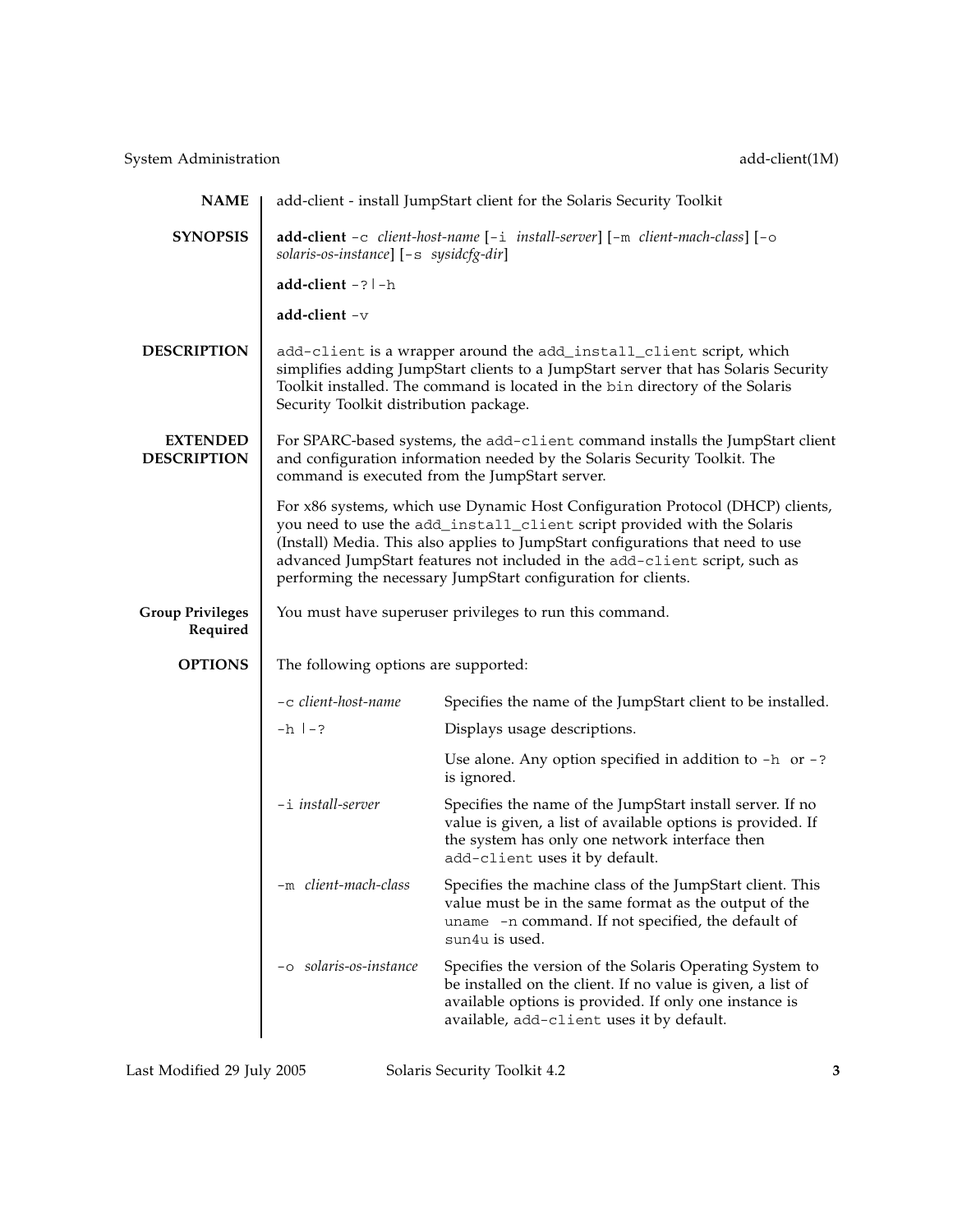## NAME

add-client - install JumpStart client for the Solaris Security Toolkit

## SYNOPSIS

**add-client** `-c` *client-host-name* [`-i` *install-server*] [`-m` *client-mach-class*] [`-o` *solaris-os-instance*] [`-s` *sysidcfg-dir*]

**add-client** `-?|-h`

**add-client** `-v`

## DESCRIPTION

`add-client` is a wrapper around the `add_install_client` script, which simplifies adding JumpStart clients to a JumpStart server that has Solaris Security Toolkit installed. The command is located in the `bin` directory of the Solaris Security Toolkit distribution package.

## EXTENDED DESCRIPTION

For SPARC-based systems, the `add-client` command installs the JumpStart client and configuration information needed by the Solaris Security Toolkit. The command is executed from the JumpStart server.

For x86 systems, which use Dynamic Host Configuration Protocol (DHCP) clients, you need to use the `add_install_client` script provided with the Solaris (Install) Media. This also applies to JumpStart configurations that need to use advanced JumpStart features not included in the `add-client` script, such as performing the necessary JumpStart configuration for clients.

## Group Privileges Required

You must have superuser privileges to run this command.

## OPTIONS

The following options are supported:

| Option | Description |
|---|---|
| `-c` *client-host-name* | Specifies the name of the JumpStart client to be installed. |
| `-h |-?` | Displays usage descriptions.<br><br>Use alone. Any option specified in addition to `-h` or `-?` is ignored. |
| `-i` *install-server* | Specifies the name of the JumpStart install server. If no value is given, a list of available options is provided. If the system has only one network interface then `add-client` uses it by default. |
| `-m` *client-mach-class* | Specifies the machine class of the JumpStart client. This value must be in the same format as the output of the `uname -n` command. If not specified, the default of `sun4u` is used. |
| `-o` *solaris-os-instance* | Specifies the version of the Solaris Operating System to be installed on the client. If no value is given, a list of available options is provided. If only one instance is available, `add-client` uses it by default. |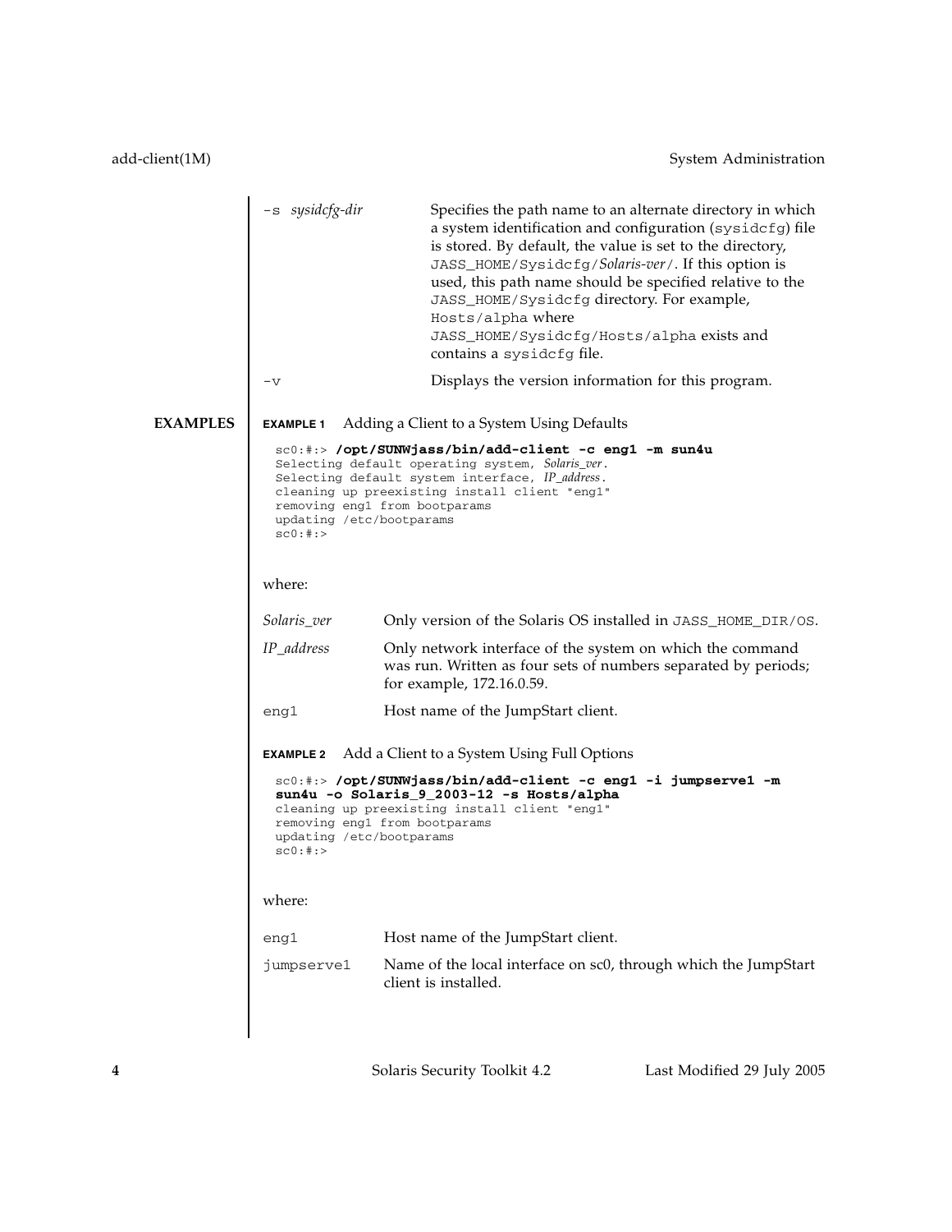| | |
|---|---|
| `-s` *sysidcfg-dir* | Specifies the path name to an alternate directory in which a system identification and configuration (`sysidcfg`) file is stored. By default, the value is set to the directory, `JASS_HOME/Sysidcfg/`*Solaris-ver*`/`. If this option is used, this path name should be specified relative to the `JASS_HOME/Sysidcfg` directory. For example, `Hosts/alpha` where `JASS_HOME/Sysidcfg/Hosts/alpha` exists and contains a `sysidcfg` file. |
| `-v` | Displays the version information for this program. |

## EXAMPLES

**EXAMPLE 1** Adding a Client to a System Using Defaults

```
sc0:#:> /opt/SUNWjass/bin/add-client -c eng1 -m sun4u
Selecting default operating system, Solaris_ver.
Selecting default system interface, IP_address.
cleaning up preexisting install client "eng1"
removing eng1 from bootparams
updating /etc/bootparams
sc0:#:>
```

where:

| | |
|---|---|
| *Solaris_ver* | Only version of the Solaris OS installed in `JASS_HOME_DIR/OS`. |
| *IP_address* | Only network interface of the system on which the command was run. Written as four sets of numbers separated by periods; for example, 172.16.0.59. |
| `eng1` | Host name of the JumpStart client. |

**EXAMPLE 2** Add a Client to a System Using Full Options

```
sc0:#:> /opt/SUNWjass/bin/add-client -c eng1 -i jumpserve1 -m
sun4u -o Solaris_9_2003-12 -s Hosts/alpha
cleaning up preexisting install client "eng1"
removing eng1 from bootparams
updating /etc/bootparams
sc0:#:>
```

where:

| | |
|---|---|
| `eng1` | Host name of the JumpStart client. |
| `jumpserve1` | Name of the local interface on sc0, through which the JumpStart client is installed. |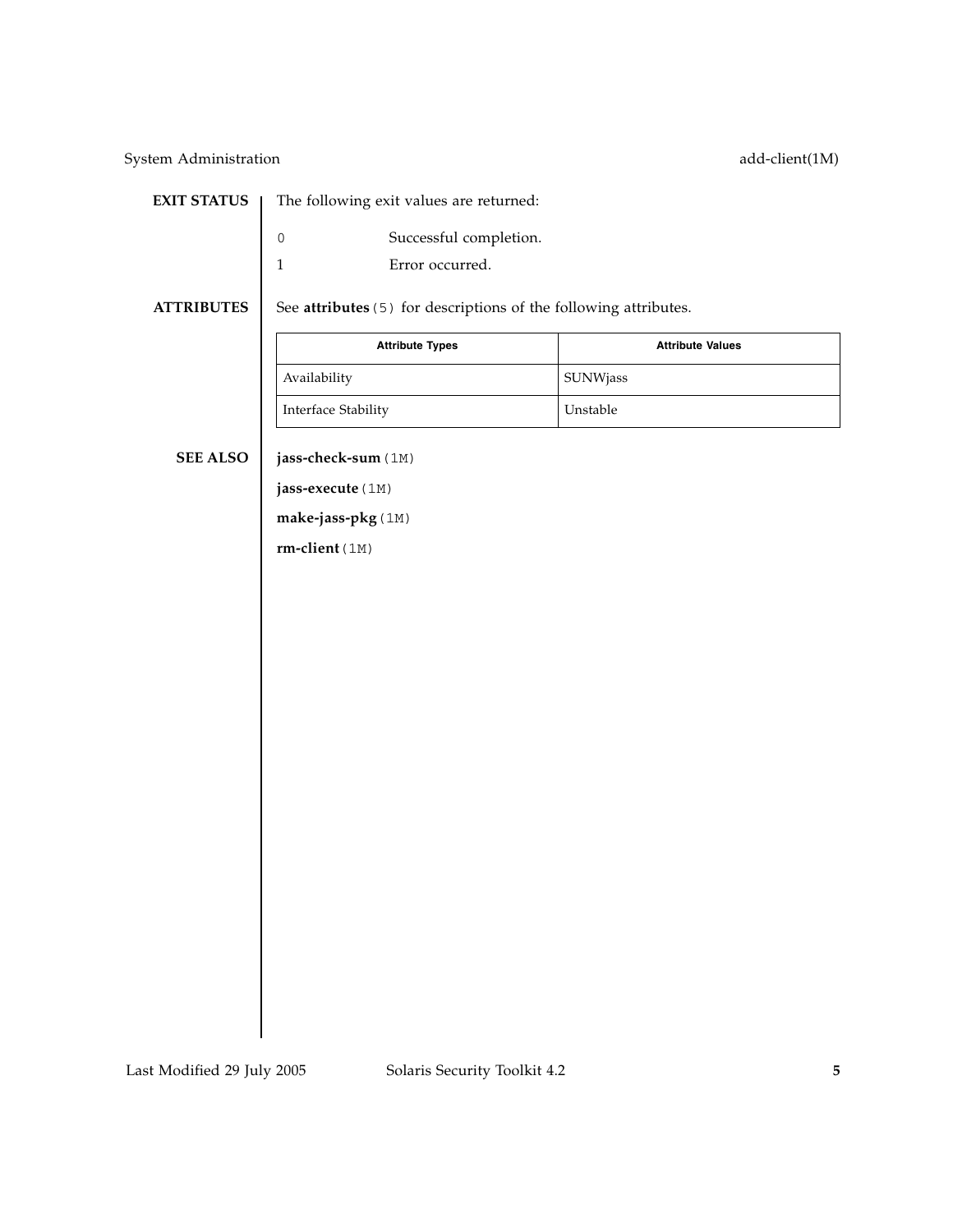## EXIT STATUS

The following exit values are returned:

| | |
|---|---|
| 0 | Successful completion. |
| 1 | Error occurred. |

## ATTRIBUTES

See **attributes**(5) for descriptions of the following attributes.

| Attribute Types | Attribute Values |
|---|---|
| Availability | SUNWjass |
| Interface Stability | Unstable |

## SEE ALSO

**jass-check-sum**(1M)

**jass-execute**(1M)

**make-jass-pkg**(1M)

**rm-client**(1M)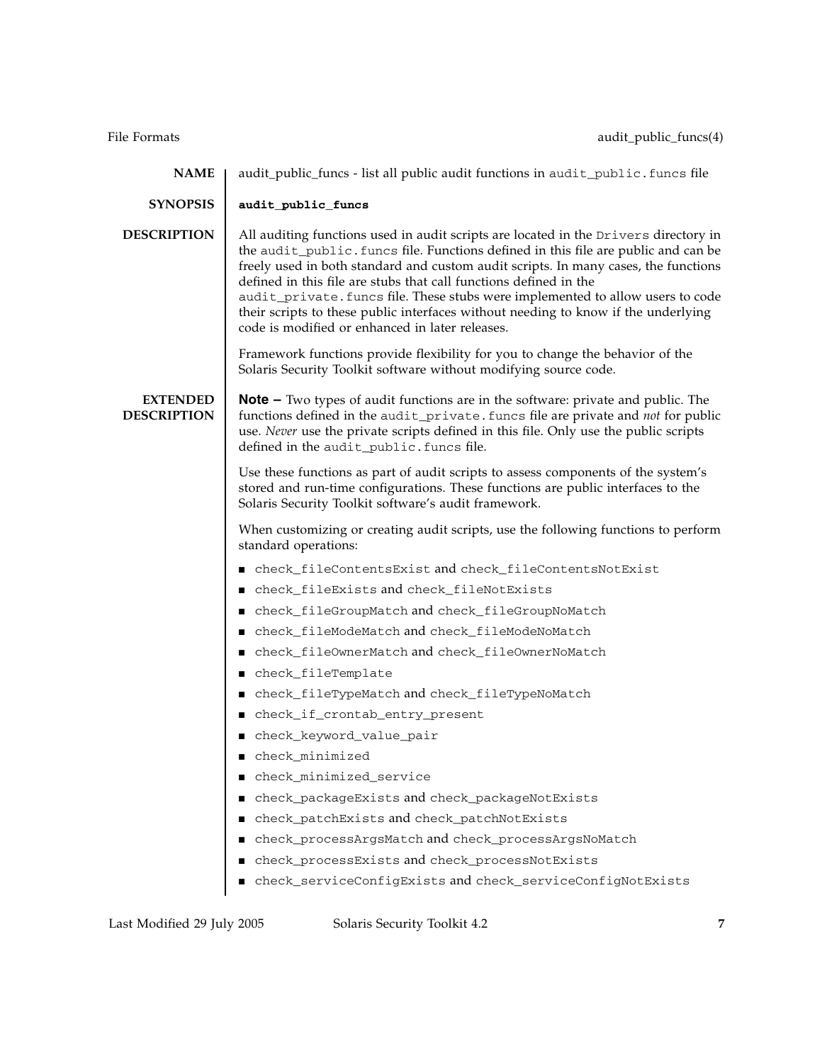## NAME

audit_public_funcs - list all public audit functions in `audit_public.funcs` file

## SYNOPSIS

**`audit_public_funcs`**

## DESCRIPTION

All auditing functions used in audit scripts are located in the `Drivers` directory in the `audit_public.funcs` file. Functions defined in this file are public and can be freely used in both standard and custom audit scripts. In many cases, the functions defined in this file are stubs that call functions defined in the `audit_private.funcs` file. These stubs were implemented to allow users to code their scripts to these public interfaces without needing to know if the underlying code is modified or enhanced in later releases.

Framework functions provide flexibility for you to change the behavior of the Solaris Security Toolkit software without modifying source code.

## EXTENDED DESCRIPTION

**Note –** Two types of audit functions are in the software: private and public. The functions defined in the `audit_private.funcs` file are private and *not* for public use. *Never* use the private scripts defined in this file. Only use the public scripts defined in the `audit_public.funcs` file.

Use these functions as part of audit scripts to assess components of the system's stored and run-time configurations. These functions are public interfaces to the Solaris Security Toolkit software's audit framework.

When customizing or creating audit scripts, use the following functions to perform standard operations:

- `check_fileContentsExist` and `check_fileContentsNotExist`
- `check_fileExists` and `check_fileNotExists`
- `check_fileGroupMatch` and `check_fileGroupNoMatch`
- `check_fileModeMatch` and `check_fileModeNoMatch`
- `check_fileOwnerMatch` and `check_fileOwnerNoMatch`
- `check_fileTemplate`
- `check_fileTypeMatch` and `check_fileTypeNoMatch`
- `check_if_crontab_entry_present`
- `check_keyword_value_pair`
- `check_minimized`
- `check_minimized_service`
- `check_packageExists` and `check_packageNotExists`
- `check_patchExists` and `check_patchNotExists`
- `check_processArgsMatch` and `check_processArgsNoMatch`
- `check_processExists` and `check_processNotExists`
- `check_serviceConfigExists` and `check_serviceConfigNotExists`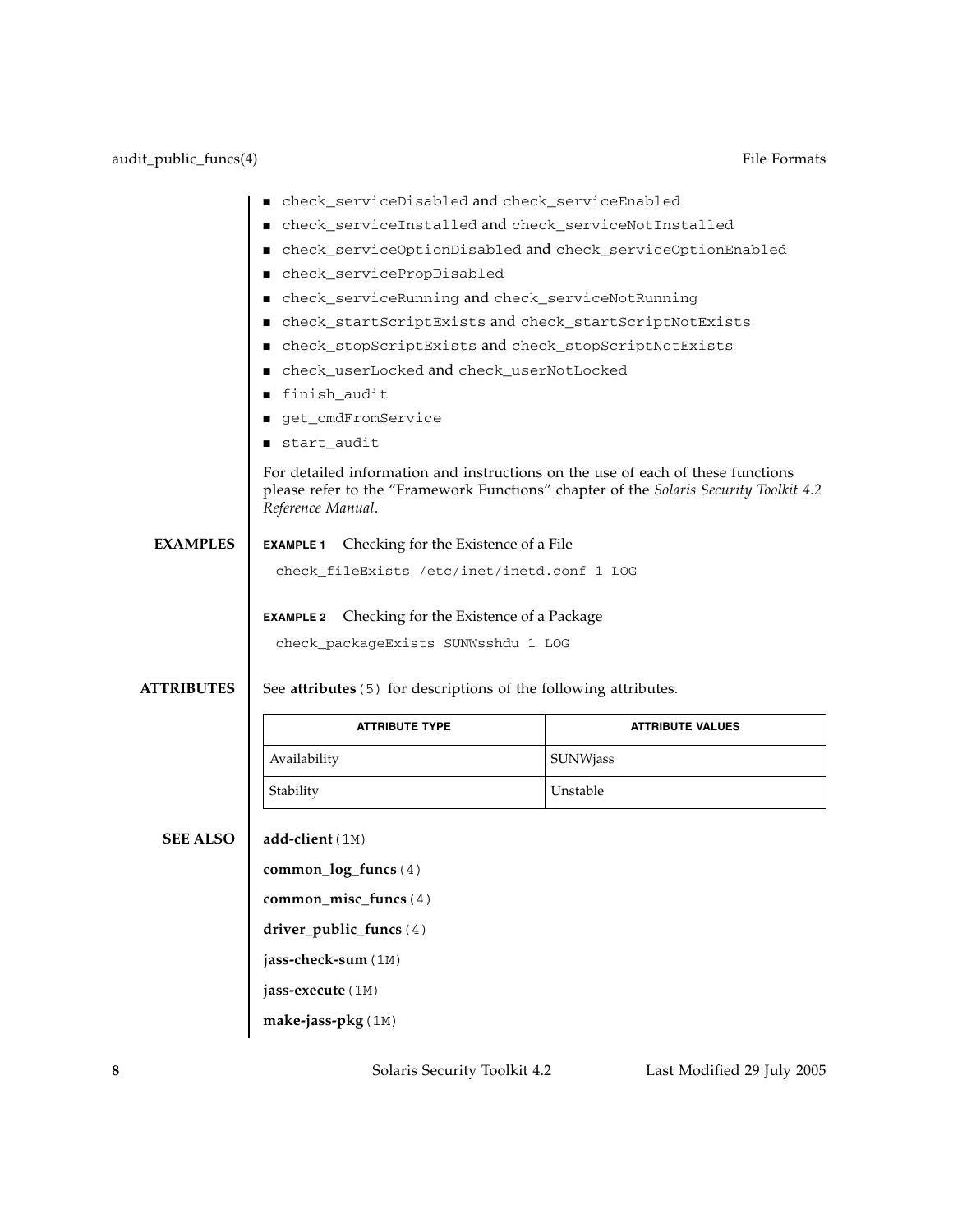- `check_serviceDisabled` and `check_serviceEnabled`
- `check_serviceInstalled` and `check_serviceNotInstalled`
- `check_serviceOptionDisabled` and `check_serviceOptionEnabled`
- `check_servicePropDisabled`
- `check_serviceRunning` and `check_serviceNotRunning`
- `check_startScriptExists` and `check_startScriptNotExists`
- `check_stopScriptExists` and `check_stopScriptNotExists`
- `check_userLocked` and `check_userNotLocked`
- `finish_audit`
- `get_cmdFromService`
- `start_audit`

For detailed information and instructions on the use of each of these functions please refer to the “Framework Functions” chapter of the *Solaris Security Toolkit 4.2 Reference Manual*.

## EXAMPLES

**EXAMPLE 1** Checking for the Existence of a File

```
check_fileExists /etc/inet/inetd.conf 1 LOG
```

**EXAMPLE 2** Checking for the Existence of a Package

```
check_packageExists SUNWsshdu 1 LOG
```

## ATTRIBUTES

See **attributes**(5) for descriptions of the following attributes.

| ATTRIBUTE TYPE | ATTRIBUTE VALUES |
| --- | --- |
| Availability | SUNWjass |
| Stability | Unstable |

## SEE ALSO

**add-client**(1M)

**common_log_funcs**(4)

**common_misc_funcs**(4)

**driver_public_funcs**(4)

**jass-check-sum**(1M)

**jass-execute**(1M)

**make-jass-pkg**(1M)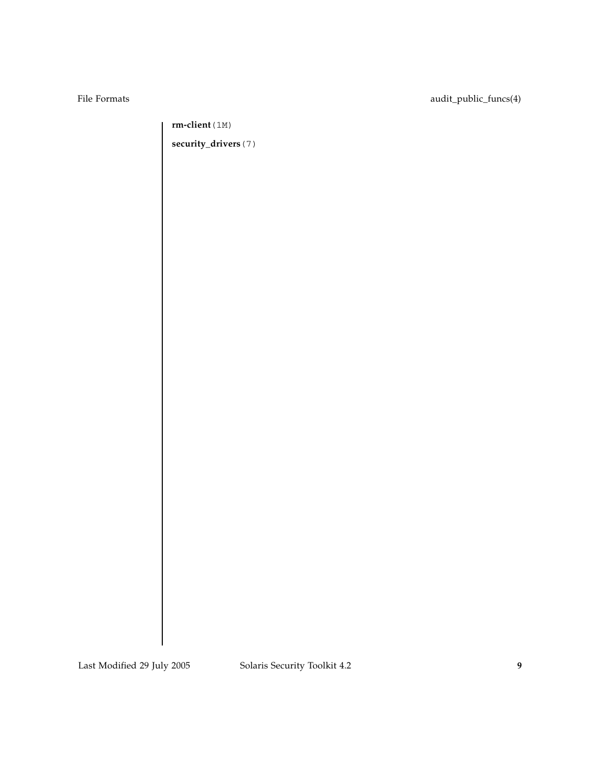**rm-client**(1M)

**security_drivers**(7)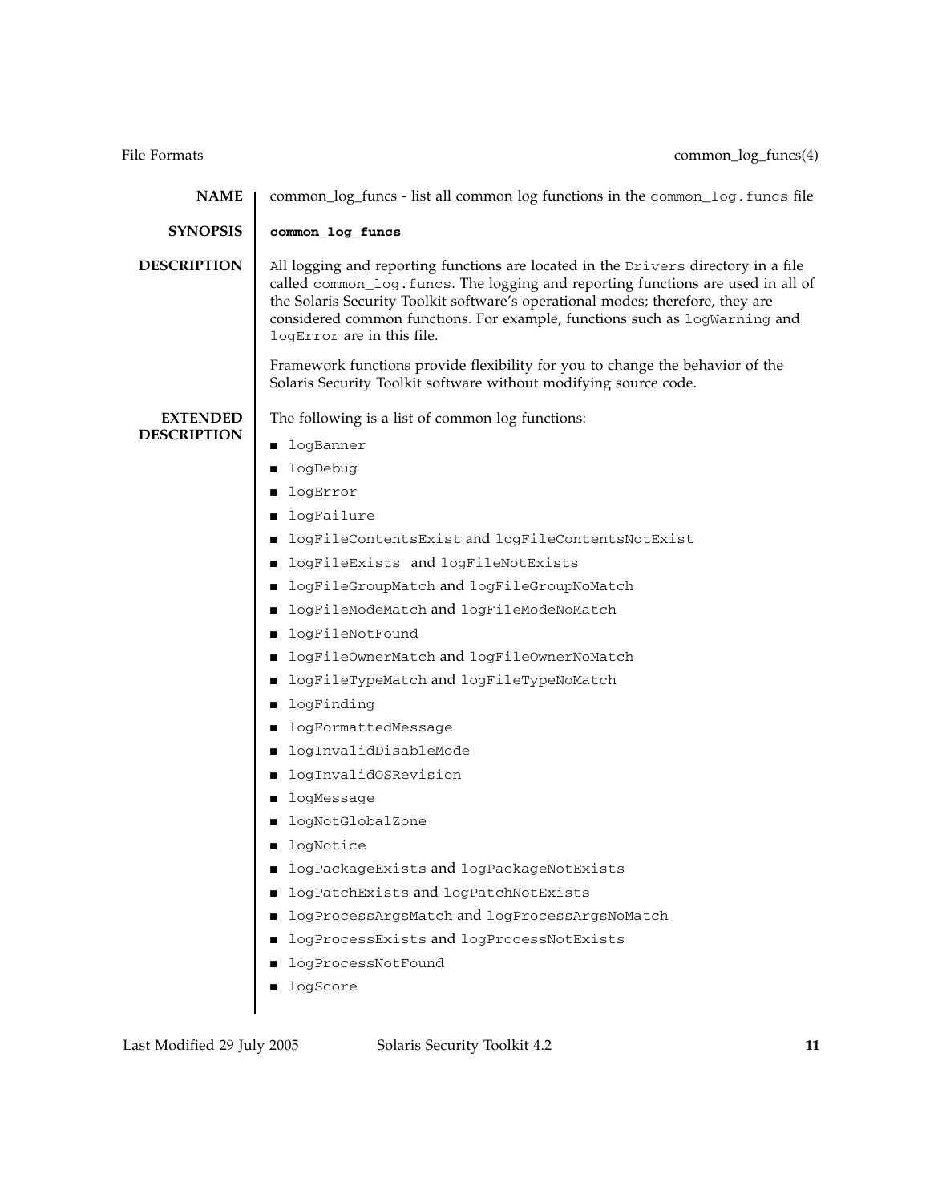## NAME

common_log_funcs - list all common log functions in the `common_log.funcs` file

## SYNOPSIS

**`common_log_funcs`**

## DESCRIPTION

All logging and reporting functions are located in the `Drivers` directory in a file called `common_log.funcs`. The logging and reporting functions are used in all of the Solaris Security Toolkit software's operational modes; therefore, they are considered common functions. For example, functions such as `logWarning` and `logError` are in this file.

Framework functions provide flexibility for you to change the behavior of the Solaris Security Toolkit software without modifying source code.

## EXTENDED DESCRIPTION

The following is a list of common log functions:

- `logBanner`
- `logDebug`
- `logError`
- `logFailure`
- `logFileContentsExist` and `logFileContentsNotExist`
- `logFileExists` and `logFileNotExists`
- `logFileGroupMatch` and `logFileGroupNoMatch`
- `logFileModeMatch` and `logFileModeNoMatch`
- `logFileNotFound`
- `logFileOwnerMatch` and `logFileOwnerNoMatch`
- `logFileTypeMatch` and `logFileTypeNoMatch`
- `logFinding`
- `logFormattedMessage`
- `logInvalidDisableMode`
- `logInvalidOSRevision`
- `logMessage`
- `logNotGlobalZone`
- `logNotice`
- `logPackageExists` and `logPackageNotExists`
- `logPatchExists` and `logPatchNotExists`
- `logProcessArgsMatch` and `logProcessArgsNoMatch`
- `logProcessExists` and `logProcessNotExists`
- `logProcessNotFound`
- `logScore`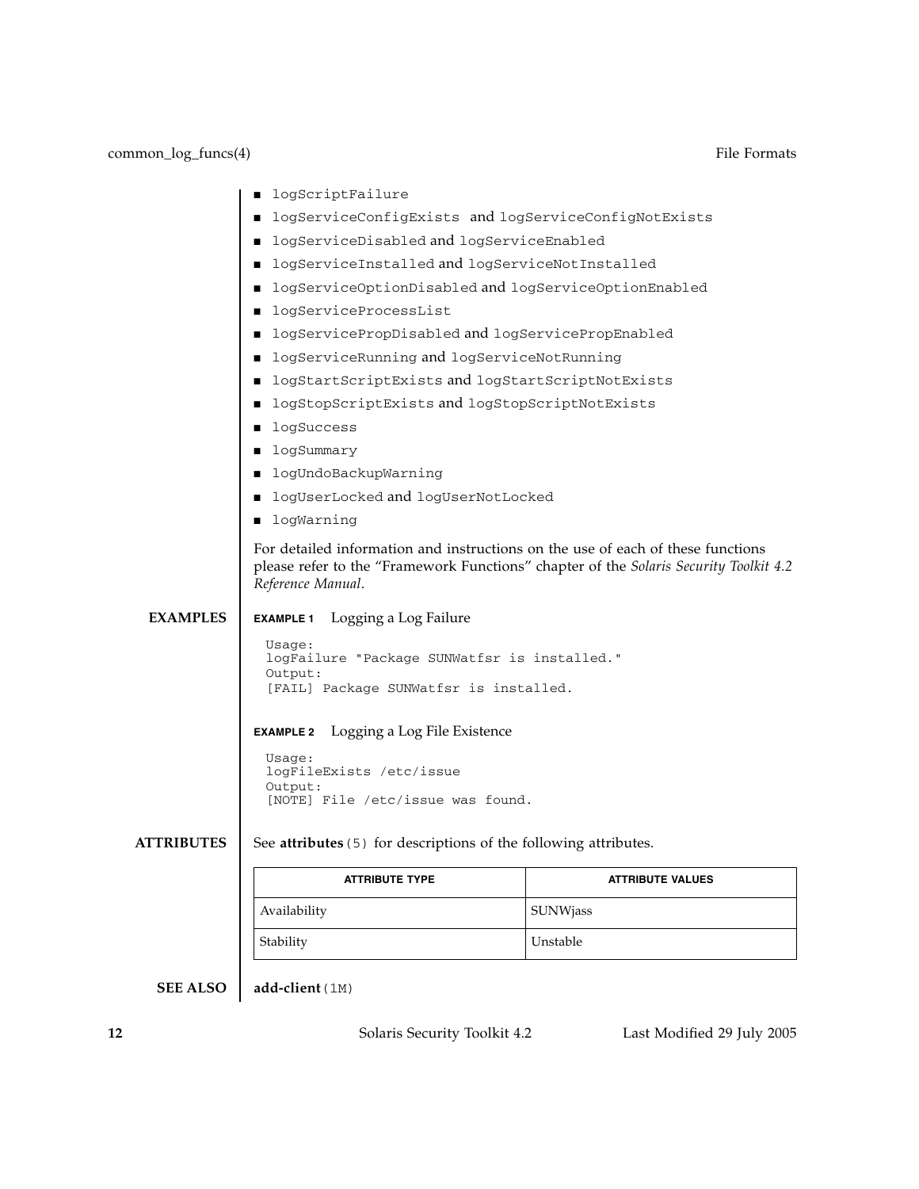- `logScriptFailure`
- `logServiceConfigExists` and `logServiceConfigNotExists`
- `logServiceDisabled` and `logServiceEnabled`
- `logServiceInstalled` and `logServiceNotInstalled`
- `logServiceOptionDisabled` and `logServiceOptionEnabled`
- `logServiceProcessList`
- `logServicePropDisabled` and `logServicePropEnabled`
- `logServiceRunning` and `logServiceNotRunning`
- `logStartScriptExists` and `logStartScriptNotExists`
- `logStopScriptExists` and `logStopScriptNotExists`
- `logSuccess`
- `logSummary`
- `logUndoBackupWarning`
- `logUserLocked` and `logUserNotLocked`
- `logWarning`

For detailed information and instructions on the use of each of these functions please refer to the "Framework Functions" chapter of the *Solaris Security Toolkit 4.2 Reference Manual*.

## EXAMPLES

**EXAMPLE 1** Logging a Log Failure

```
Usage:
logFailure "Package SUNWatfsr is installed."
Output:
[FAIL] Package SUNWatfsr is installed.
```

**EXAMPLE 2** Logging a Log File Existence

```
Usage:
logFileExists /etc/issue
Output:
[NOTE] File /etc/issue was found.
```

## ATTRIBUTES

See **attributes**(5) for descriptions of the following attributes.

| ATTRIBUTE TYPE | ATTRIBUTE VALUES |
|---|---|
| Availability | SUNWjass |
| Stability | Unstable |

## SEE ALSO

**add-client**(1M)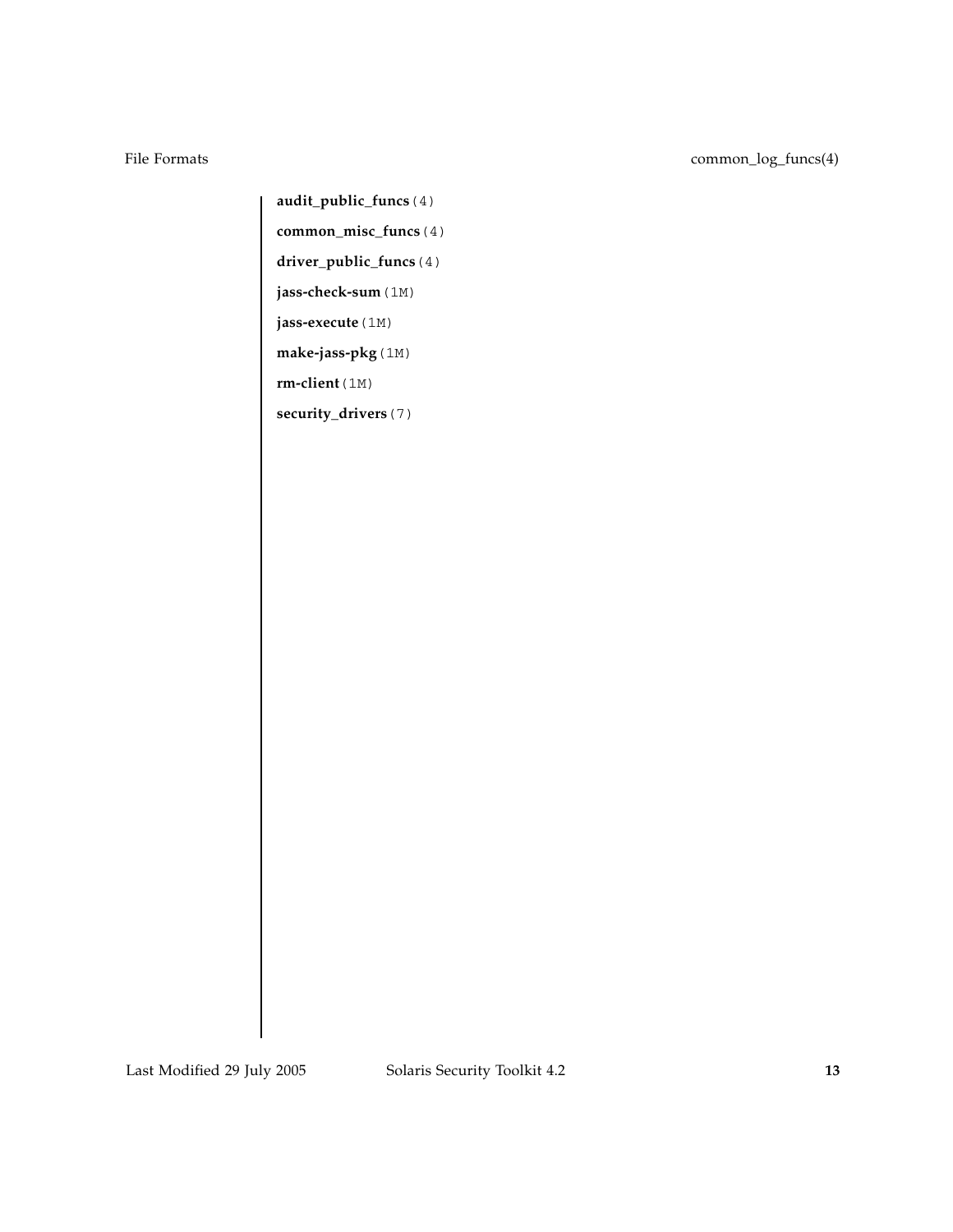**audit_public_funcs**(4)

**common_misc_funcs**(4)

**driver_public_funcs**(4)

**jass-check-sum**(1M)

**jass-execute**(1M)

**make-jass-pkg**(1M)

**rm-client**(1M)

**security_drivers**(7)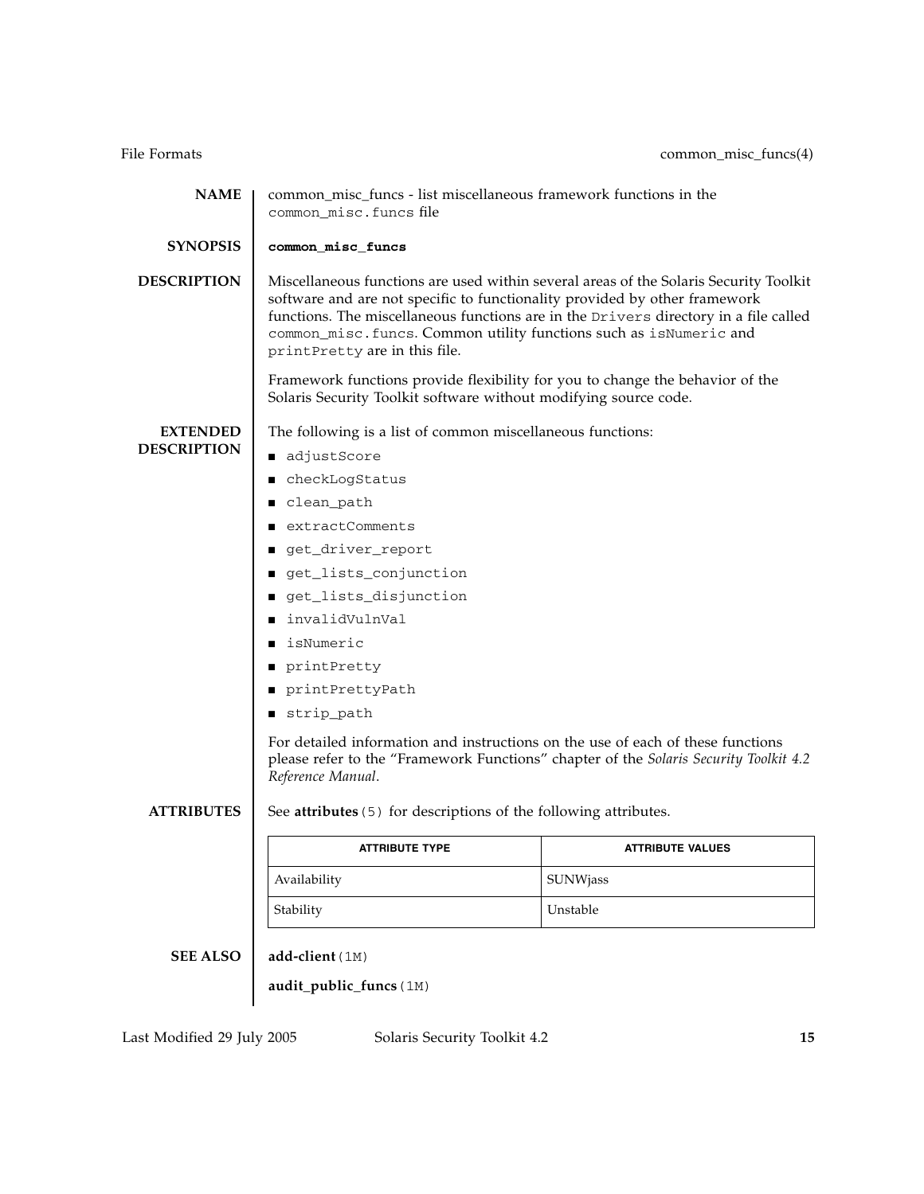## NAME

common_misc_funcs - list miscellaneous framework functions in the `common_misc.funcs` file

## SYNOPSIS

**`common_misc_funcs`**

## DESCRIPTION

Miscellaneous functions are used within several areas of the Solaris Security Toolkit software and are not specific to functionality provided by other framework functions. The miscellaneous functions are in the `Drivers` directory in a file called `common_misc.funcs`. Common utility functions such as `isNumeric` and `printPretty` are in this file.

Framework functions provide flexibility for you to change the behavior of the Solaris Security Toolkit software without modifying source code.

## EXTENDED DESCRIPTION

The following is a list of common miscellaneous functions:

- `adjustScore`
- `checkLogStatus`
- `clean_path`
- `extractComments`
- `get_driver_report`
- `get_lists_conjunction`
- `get_lists_disjunction`
- `invalidVulnVal`
- `isNumeric`
- `printPretty`
- `printPrettyPath`
- `strip_path`

For detailed information and instructions on the use of each of these functions please refer to the "Framework Functions" chapter of the *Solaris Security Toolkit 4.2 Reference Manual*.

## ATTRIBUTES

See **attributes**(5) for descriptions of the following attributes.

| ATTRIBUTE TYPE | ATTRIBUTE VALUES |
|---|---|
| Availability | SUNWjass |
| Stability | Unstable |

## SEE ALSO

**add-client**(1M)

**audit_public_funcs**(1M)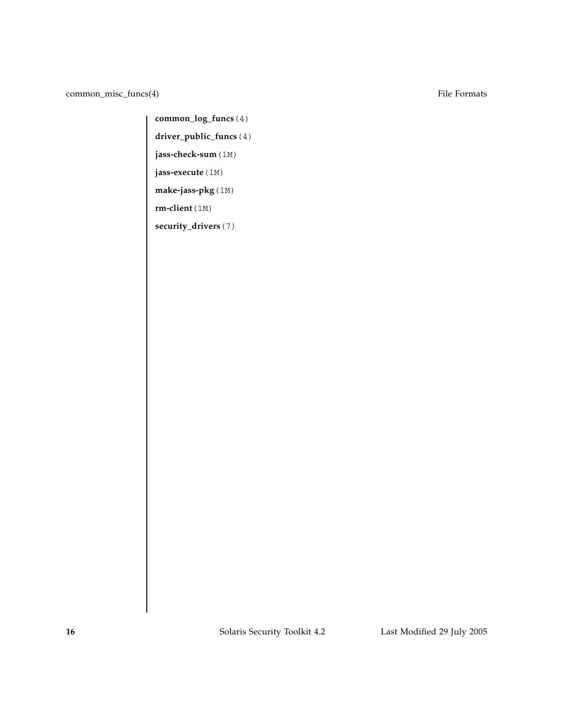**common_log_funcs**(4)

**driver_public_funcs**(4)

**jass-check-sum**(1M)

**jass-execute**(1M)

**make-jass-pkg**(1M)

**rm-client**(1M)

**security_drivers**(7)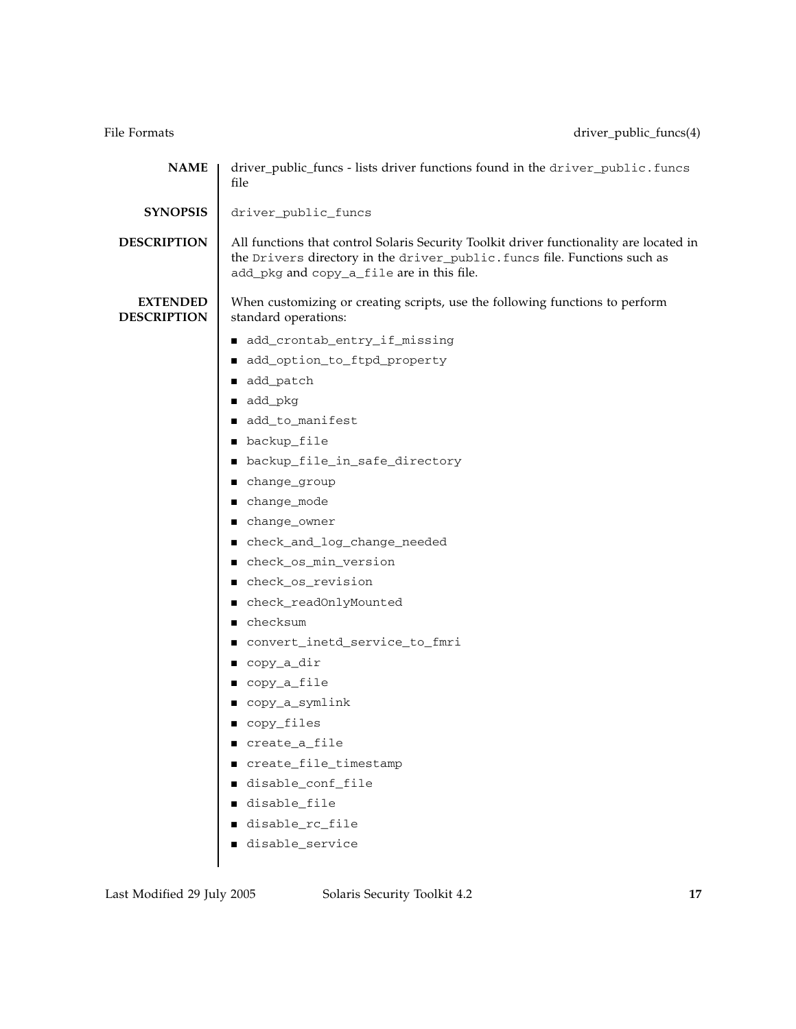## NAME

driver_public_funcs - lists driver functions found in the `driver_public.funcs` file

## SYNOPSIS

`driver_public_funcs`

## DESCRIPTION

All functions that control Solaris Security Toolkit driver functionality are located in the `Drivers` directory in the `driver_public.funcs` file. Functions such as `add_pkg` and `copy_a_file` are in this file.

## EXTENDED DESCRIPTION

When customizing or creating scripts, use the following functions to perform standard operations:

- `add_crontab_entry_if_missing`
- `add_option_to_ftpd_property`
- `add_patch`
- `add_pkg`
- `add_to_manifest`
- `backup_file`
- `backup_file_in_safe_directory`
- `change_group`
- `change_mode`
- `change_owner`
- `check_and_log_change_needed`
- `check_os_min_version`
- `check_os_revision`
- `check_readOnlyMounted`
- `checksum`
- `convert_inetd_service_to_fmri`
- `copy_a_dir`
- `copy_a_file`
- `copy_a_symlink`
- `copy_files`
- `create_a_file`
- `create_file_timestamp`
- `disable_conf_file`
- `disable_file`
- `disable_rc_file`
- `disable_service`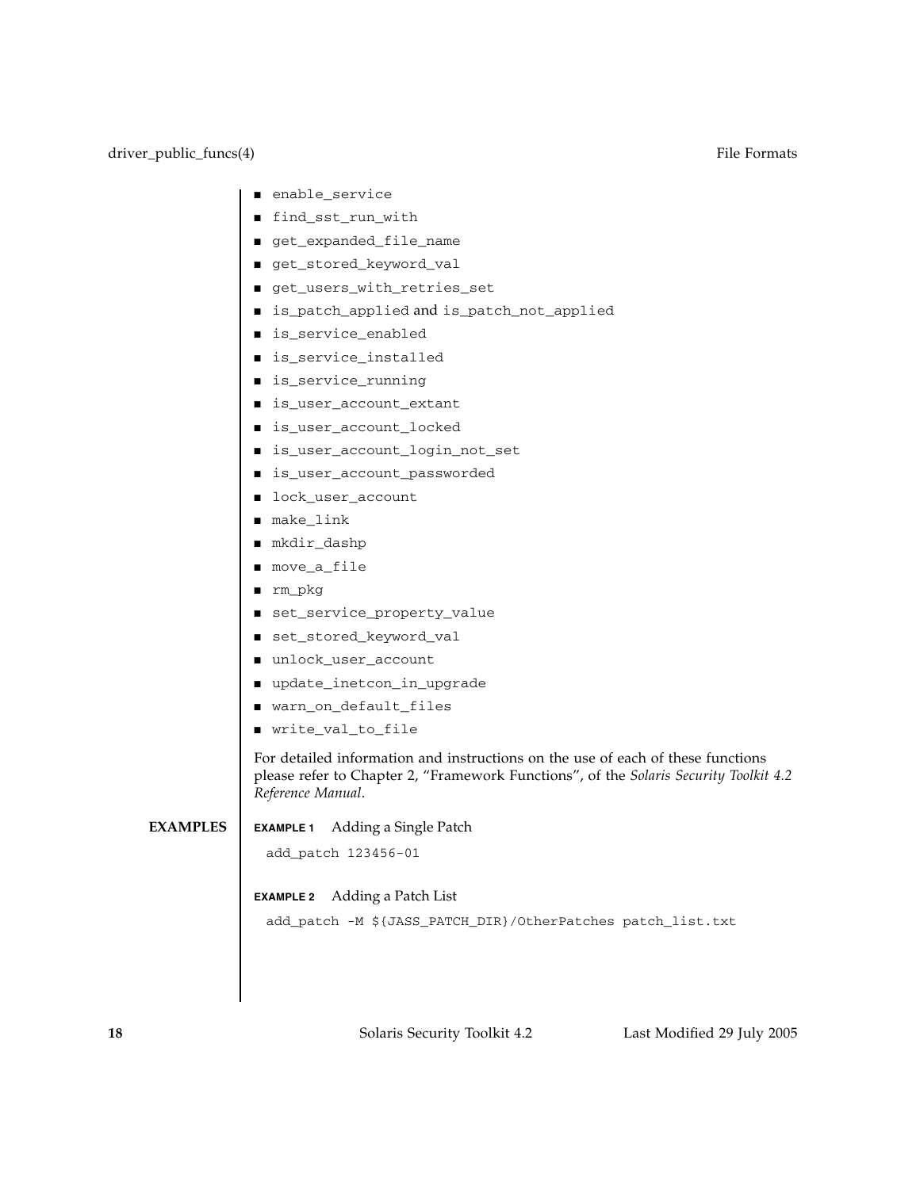- `enable_service`
- `find_sst_run_with`
- `get_expanded_file_name`
- `get_stored_keyword_val`
- `get_users_with_retries_set`
- `is_patch_applied` and `is_patch_not_applied`
- `is_service_enabled`
- `is_service_installed`
- `is_service_running`
- `is_user_account_extant`
- `is_user_account_locked`
- `is_user_account_login_not_set`
- `is_user_account_passworded`
- `lock_user_account`
- `make_link`
- `mkdir_dashp`
- `move_a_file`
- `rm_pkg`
- `set_service_property_value`
- `set_stored_keyword_val`
- `unlock_user_account`
- `update_inetcon_in_upgrade`
- `warn_on_default_files`
- `write_val_to_file`

For detailed information and instructions on the use of each of these functions please refer to Chapter 2, "Framework Functions", of the *Solaris Security Toolkit 4.2 Reference Manual*.

## EXAMPLES

**EXAMPLE 1** Adding a Single Patch

```
add_patch 123456-01
```

**EXAMPLE 2** Adding a Patch List

```
add_patch -M ${JASS_PATCH_DIR}/OtherPatches patch_list.txt
```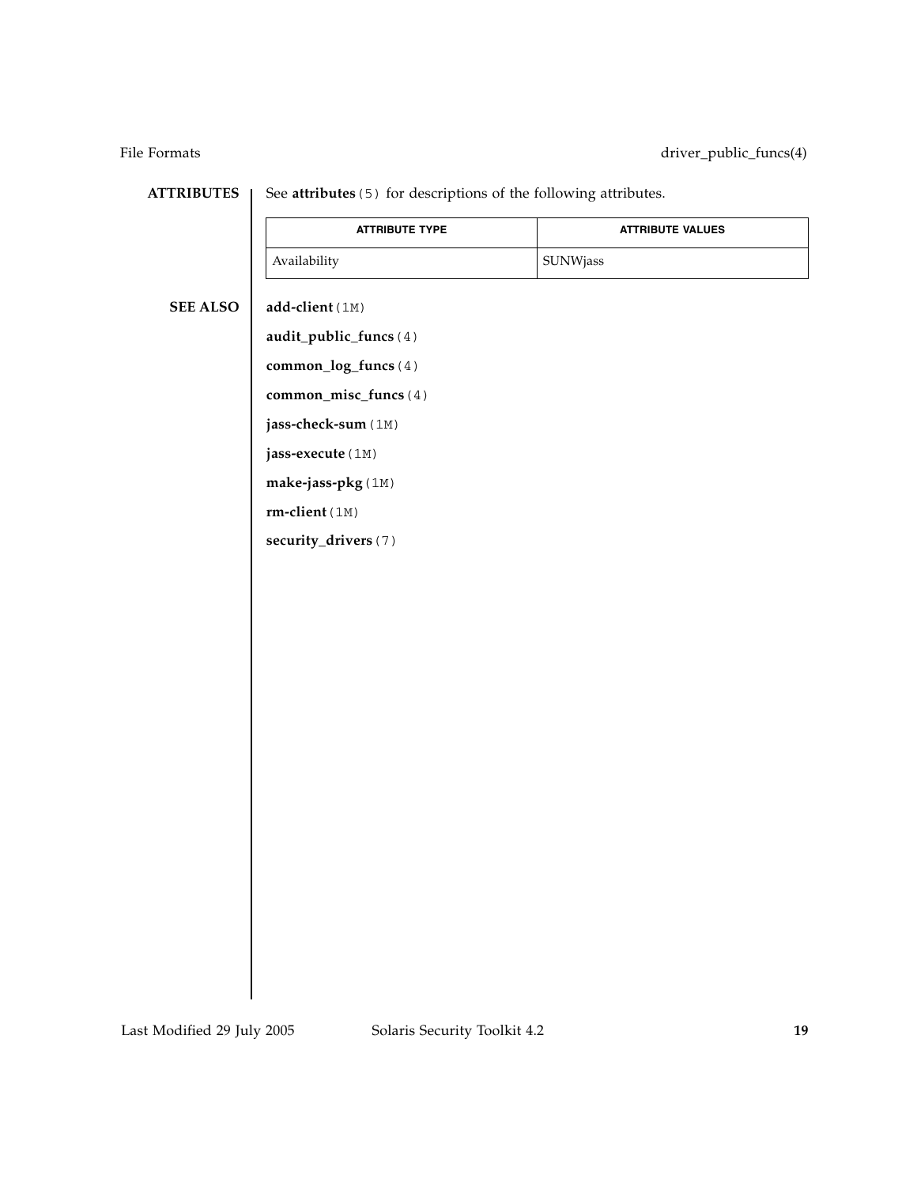## ATTRIBUTES

See **attributes**(5) for descriptions of the following attributes.

| ATTRIBUTE TYPE | ATTRIBUTE VALUES |
| --- | --- |
| Availability | SUNWjass |

## SEE ALSO

**add-client**(1M)

**audit_public_funcs**(4)

**common_log_funcs**(4)

**common_misc_funcs**(4)

**jass-check-sum**(1M)

**jass-execute**(1M)

**make-jass-pkg**(1M)

**rm-client**(1M)

**security_drivers**(7)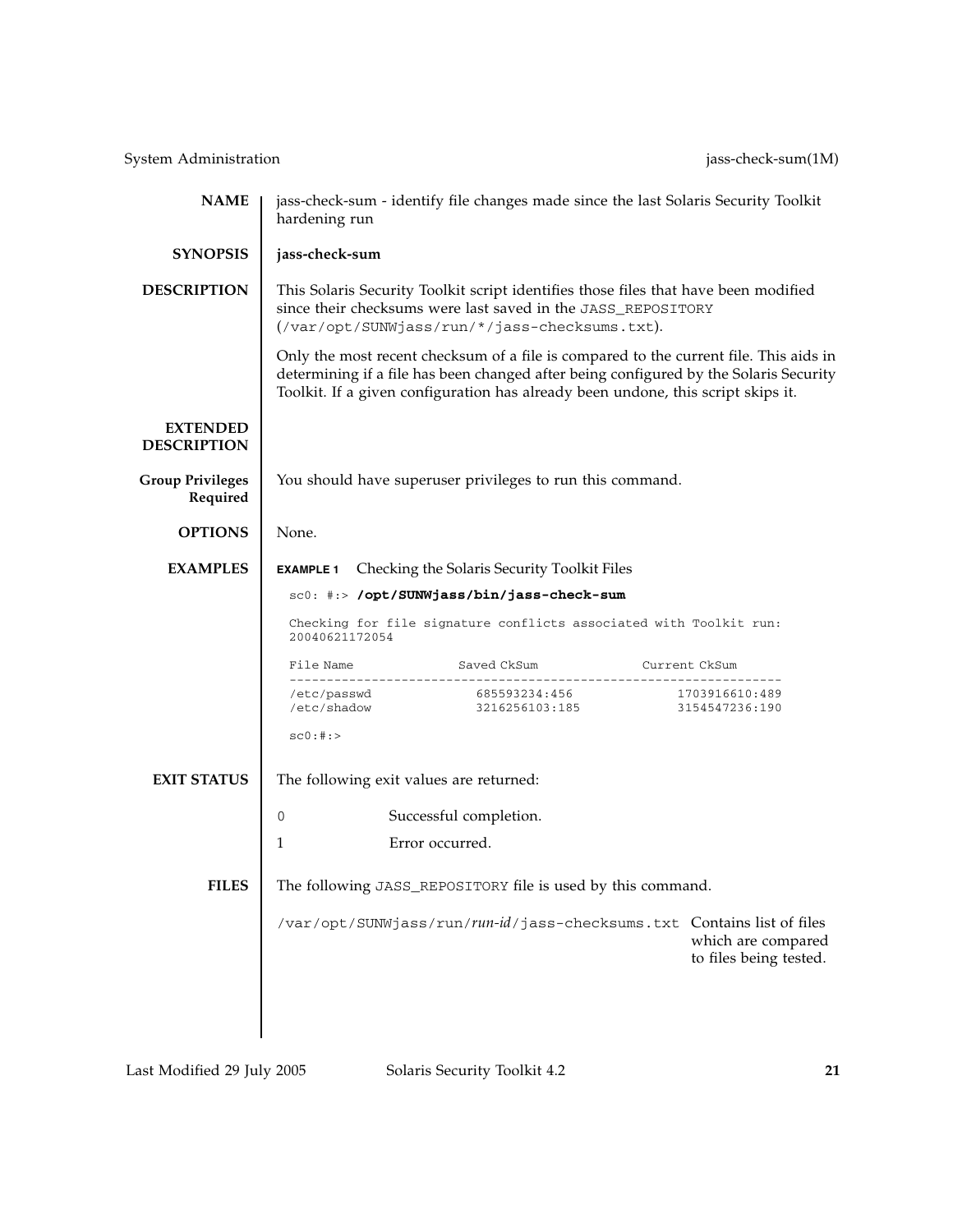## NAME

jass-check-sum - identify file changes made since the last Solaris Security Toolkit hardening run

## SYNOPSIS

**jass-check-sum**

## DESCRIPTION

This Solaris Security Toolkit script identifies those files that have been modified since their checksums were last saved in the `JASS_REPOSITORY` (`/var/opt/SUNWjass/run/*/jass-checksums.txt`).

Only the most recent checksum of a file is compared to the current file. This aids in determining if a file has been changed after being configured by the Solaris Security Toolkit. If a given configuration has already been undone, this script skips it.

## EXTENDED DESCRIPTION

### Group Privileges Required

You should have superuser privileges to run this command.

## OPTIONS

None.

## EXAMPLES

**EXAMPLE 1** Checking the Solaris Security Toolkit Files

```
sc0: #:> /opt/SUNWjass/bin/jass-check-sum

Checking for file signature conflicts associated with Toolkit run:
20040621172054

File Name              Saved CkSum              Current CkSum
-----------------------------------------------------------------
/etc/passwd             685593234:456            1703916610:489
/etc/shadow             3216256103:185           3154547236:190

sc0:#:>
```

## EXIT STATUS

The following exit values are returned:

| | |
|---|---|
| 0 | Successful completion. |
| 1 | Error occurred. |

## FILES

The following `JASS_REPOSITORY` file is used by this command.

| | |
|---|---|
| `/var/opt/SUNWjass/run/`*run-id*`/jass-checksums.txt` | Contains list of files which are compared to files being tested. |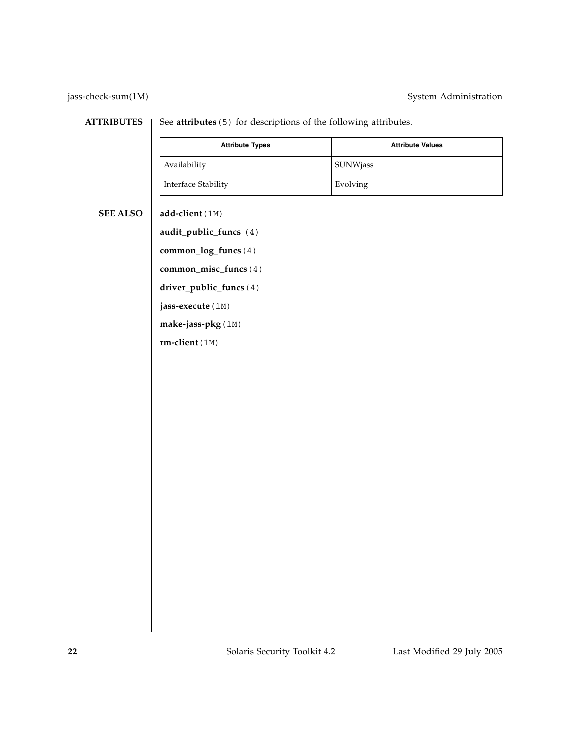## ATTRIBUTES

See **attributes**(5) for descriptions of the following attributes.

| Attribute Types | Attribute Values |
|---|---|
| Availability | SUNWjass |
| Interface Stability | Evolving |

## SEE ALSO

**add-client**(1M)

**audit_public_funcs** (4)

**common_log_funcs**(4)

**common_misc_funcs**(4)

**driver_public_funcs**(4)

**jass-execute**(1M)

**make-jass-pkg**(1M)

**rm-client**(1M)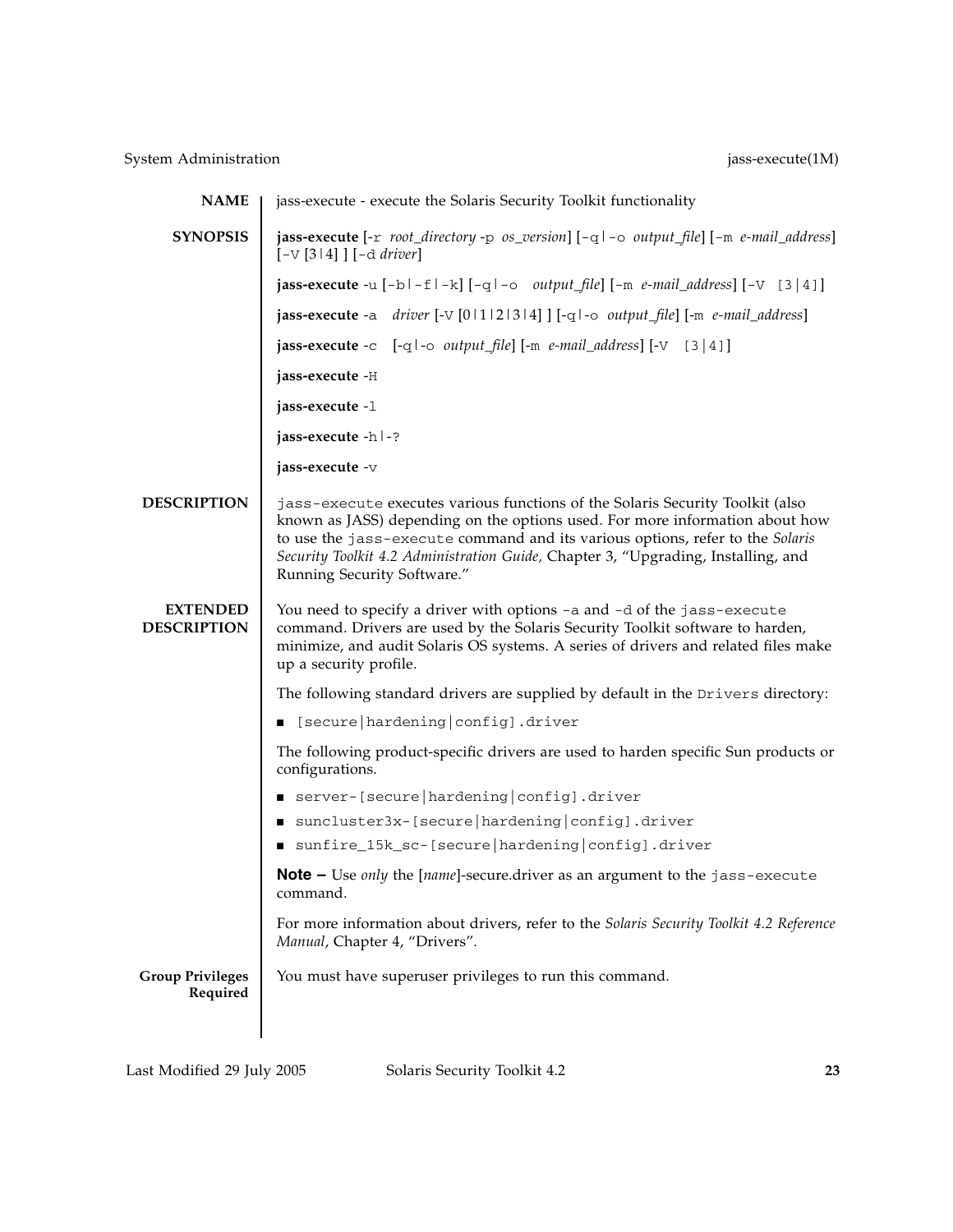## NAME

jass-execute - execute the Solaris Security Toolkit functionality

## SYNOPSIS

**jass-execute** [-r *root_directory* -p *os_version*] [-q|-o *output_file*] [-m *e-mail_address*] [-V [3|4] ] [-d *driver*]

**jass-execute** -u [-b|-f|-k] [-q|-o *output_file*] [-m *e-mail_address*] [-V [3|4]]

**jass-execute** -a *driver* [-V [0|1|2|3|4] ] [-q|-o *output_file*] [-m *e-mail_address*]

**jass-execute** -c [-q|-o *output_file*] [-m *e-mail_address*] [-V [3|4]]

**jass-execute** -H

**jass-execute** -l

**jass-execute** -h|-?

**jass-execute** -v

## DESCRIPTION

`jass-execute` executes various functions of the Solaris Security Toolkit (also known as JASS) depending on the options used. For more information about how to use the `jass-execute` command and its various options, refer to the *Solaris Security Toolkit 4.2 Administration Guide,* Chapter 3, "Upgrading, Installing, and Running Security Software."

## EXTENDED DESCRIPTION

You need to specify a driver with options `-a` and `-d` of the `jass-execute` command. Drivers are used by the Solaris Security Toolkit software to harden, minimize, and audit Solaris OS systems. A series of drivers and related files make up a security profile.

The following standard drivers are supplied by default in the `Drivers` directory:

- `[secure|hardening|config].driver`

The following product-specific drivers are used to harden specific Sun products or configurations.

- `server-[secure|hardening|config].driver`
- `suncluster3x-[secure|hardening|config].driver`
- `sunfire_15k_sc-[secure|hardening|config].driver`

**Note –** Use *only* the [*name*]-secure.driver as an argument to the `jass-execute` command.

For more information about drivers, refer to the *Solaris Security Toolkit 4.2 Reference Manual*, Chapter 4, "Drivers".

### Group Privileges Required

You must have superuser privileges to run this command.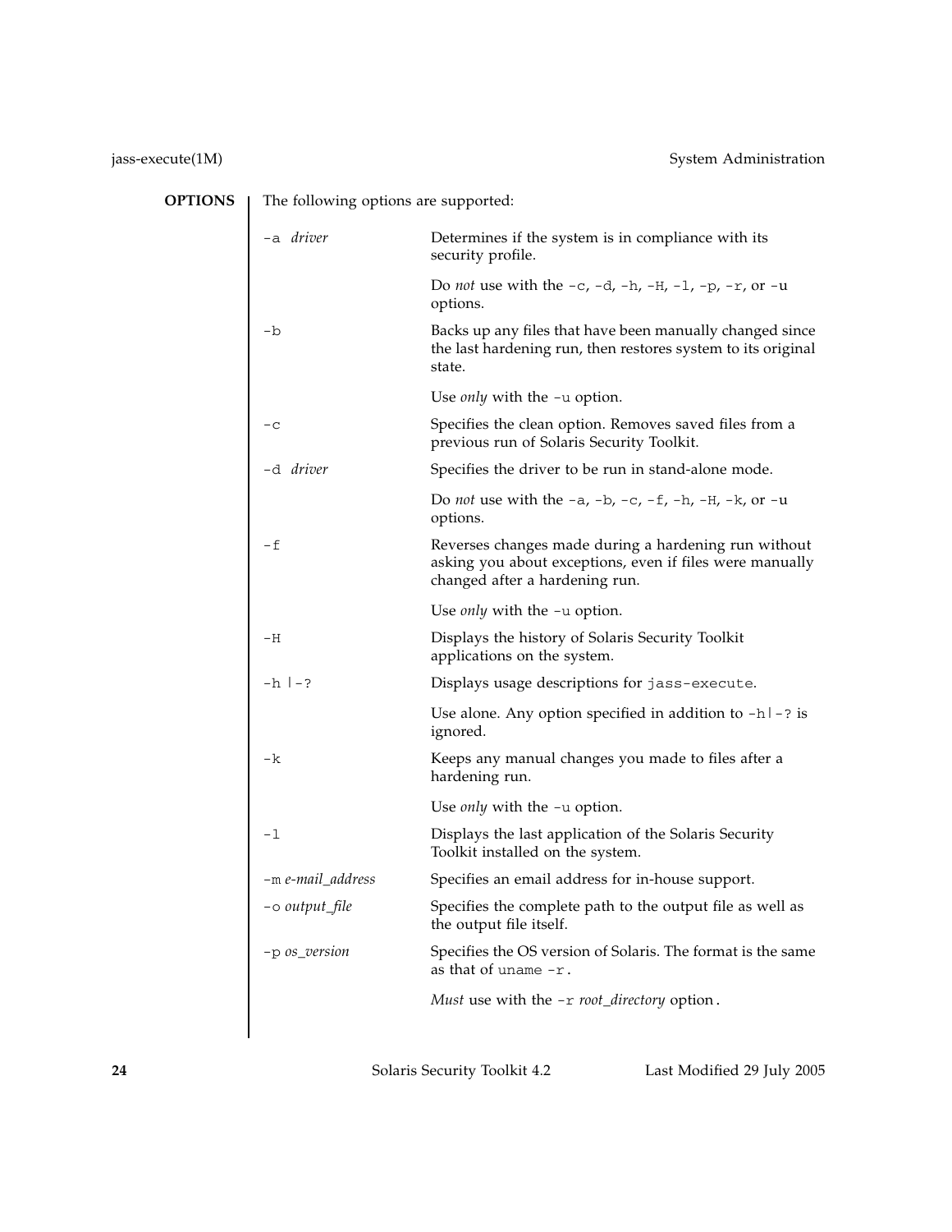## OPTIONS

The following options are supported:

| Option | Description |
|---|---|
| `-a` *driver* | Determines if the system is in compliance with its security profile.<br><br>Do *not* use with the `-c`, `-d`, `-h`, `-H`, `-l`, `-p`, `-r`, or `-u` options. |
| `-b` | Backs up any files that have been manually changed since the last hardening run, then restores system to its original state.<br><br>Use *only* with the `-u` option. |
| `-c` | Specifies the clean option. Removes saved files from a previous run of Solaris Security Toolkit. |
| `-d` *driver* | Specifies the driver to be run in stand-alone mode.<br><br>Do *not* use with the `-a`, `-b`, `-c`, `-f`, `-h`, `-H`, `-k`, or `-u` options. |
| `-f` | Reverses changes made during a hardening run without asking you about exceptions, even if files were manually changed after a hardening run.<br><br>Use *only* with the `-u` option. |
| `-H` | Displays the history of Solaris Security Toolkit applications on the system. |
| `-h \| -?` | Displays usage descriptions for `jass-execute`.<br><br>Use alone. Any option specified in addition to `-h\|-?` is ignored. |
| `-k` | Keeps any manual changes you made to files after a hardening run.<br><br>Use *only* with the `-u` option. |
| `-l` | Displays the last application of the Solaris Security Toolkit installed on the system. |
| `-m` *e-mail_address* | Specifies an email address for in-house support. |
| `-o` *output_file* | Specifies the complete path to the output file as well as the output file itself. |
| `-p` *os_version* | Specifies the OS version of Solaris. The format is the same as that of `uname -r`.<br><br>*Must* use with the `-r` *root_directory* option. |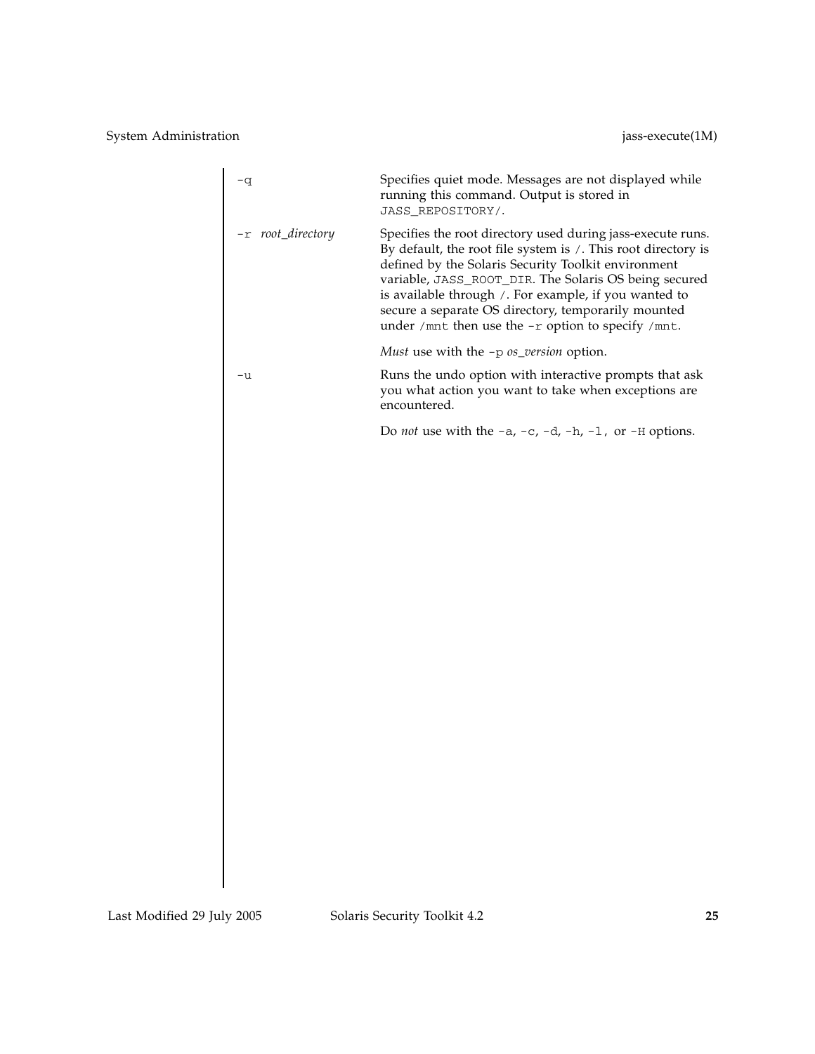| | |
|---|---|
| `-q` | Specifies quiet mode. Messages are not displayed while running this command. Output is stored in `JASS_REPOSITORY/`. |
| `-r` *root_directory* | Specifies the root directory used during jass-execute runs. By default, the root file system is `/`. This root directory is defined by the Solaris Security Toolkit environment variable, `JASS_ROOT_DIR`. The Solaris OS being secured is available through `/`. For example, if you wanted to secure a separate OS directory, temporarily mounted under `/mnt` then use the `-r` option to specify `/mnt`.<br><br>*Must* use with the `-p` *os_version* option. |
| `-u` | Runs the undo option with interactive prompts that ask you what action you want to take when exceptions are encountered.<br><br>Do *not* use with the `-a`, `-c`, `-d`, `-h`, `-l`, or `-H` options. |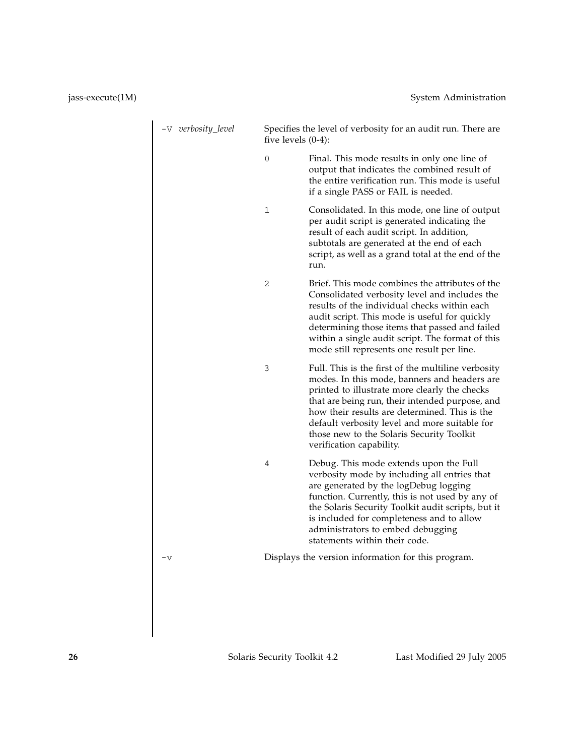`-V` *verbosity_level*

Specifies the level of verbosity for an audit run. There are five levels (0-4):

- `0` — Final. This mode results in only one line of output that indicates the combined result of the entire verification run. This mode is useful if a single PASS or FAIL is needed.
- `1` — Consolidated. In this mode, one line of output per audit script is generated indicating the result of each audit script. In addition, subtotals are generated at the end of each script, as well as a grand total at the end of the run.
- `2` — Brief. This mode combines the attributes of the Consolidated verbosity level and includes the results of the individual checks within each audit script. This mode is useful for quickly determining those items that passed and failed within a single audit script. The format of this mode still represents one result per line.
- `3` — Full. This is the first of the multiline verbosity modes. In this mode, banners and headers are printed to illustrate more clearly the checks that are being run, their intended purpose, and how their results are determined. This is the default verbosity level and more suitable for those new to the Solaris Security Toolkit verification capability.
- `4` — Debug. This mode extends upon the Full verbosity mode by including all entries that are generated by the logDebug logging function. Currently, this is not used by any of the Solaris Security Toolkit audit scripts, but it is included for completeness and to allow administrators to embed debugging statements within their code.

`-v`

Displays the version information for this program.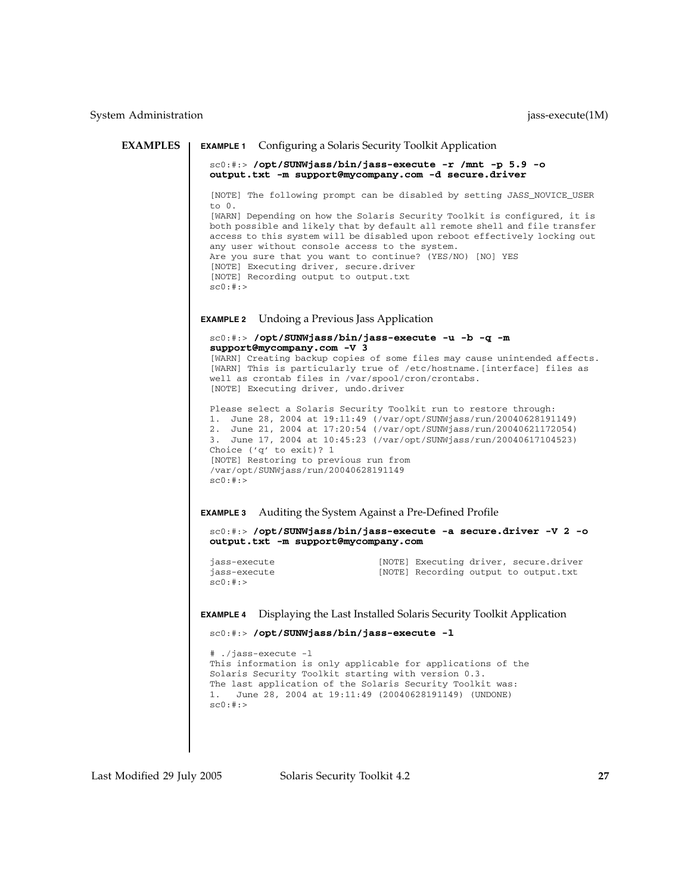## EXAMPLES

**EXAMPLE 1** Configuring a Solaris Security Toolkit Application

```
sc0:#:> /opt/SUNWjass/bin/jass-execute -r /mnt -p 5.9 -o
output.txt -m support@mycompany.com -d secure.driver

[NOTE] The following prompt can be disabled by setting JASS_NOVICE_USER
to 0.
[WARN] Depending on how the Solaris Security Toolkit is configured, it is
both possible and likely that by default all remote shell and file transfer
access to this system will be disabled upon reboot effectively locking out
any user without console access to the system.
Are you sure that you want to continue? (YES/NO) [NO] YES
[NOTE] Executing driver, secure.driver
[NOTE] Recording output to output.txt
sc0:#:>
```

**EXAMPLE 2** Undoing a Previous Jass Application

```
sc0:#:> /opt/SUNWjass/bin/jass-execute -u -b -q -m
support@mycompany.com -V 3
[WARN] Creating backup copies of some files may cause unintended affects.
[WARN] This is particularly true of /etc/hostname.[interface] files as
well as crontab files in /var/spool/cron/crontabs.
[NOTE] Executing driver, undo.driver

Please select a Solaris Security Toolkit run to restore through:
1.  June 28, 2004 at 19:11:49 (/var/opt/SUNWjass/run/20040628191149)
2.  June 21, 2004 at 17:20:54 (/var/opt/SUNWjass/run/20040621172054)
3.  June 17, 2004 at 10:45:23 (/var/opt/SUNWjass/run/20040617104523)
Choice ('q' to exit)? 1
[NOTE] Restoring to previous run from
/var/opt/SUNWjass/run/20040628191149
sc0:#:>
```

**EXAMPLE 3** Auditing the System Against a Pre-Defined Profile

```
sc0:#:> /opt/SUNWjass/bin/jass-execute -a secure.driver -V 2 -o
output.txt -m support@mycompany.com

jass-execute                   [NOTE] Executing driver, secure.driver
jass-execute                   [NOTE] Recording output to output.txt
sc0:#:>
```

**EXAMPLE 4** Displaying the Last Installed Solaris Security Toolkit Application

```
sc0:#:> /opt/SUNWjass/bin/jass-execute -l

# ./jass-execute -l
This information is only applicable for applications of the
Solaris Security Toolkit starting with version 0.3.
The last application of the Solaris Security Toolkit was:
1.   June 28, 2004 at 19:11:49 (20040628191149) (UNDONE)
sc0:#:>
```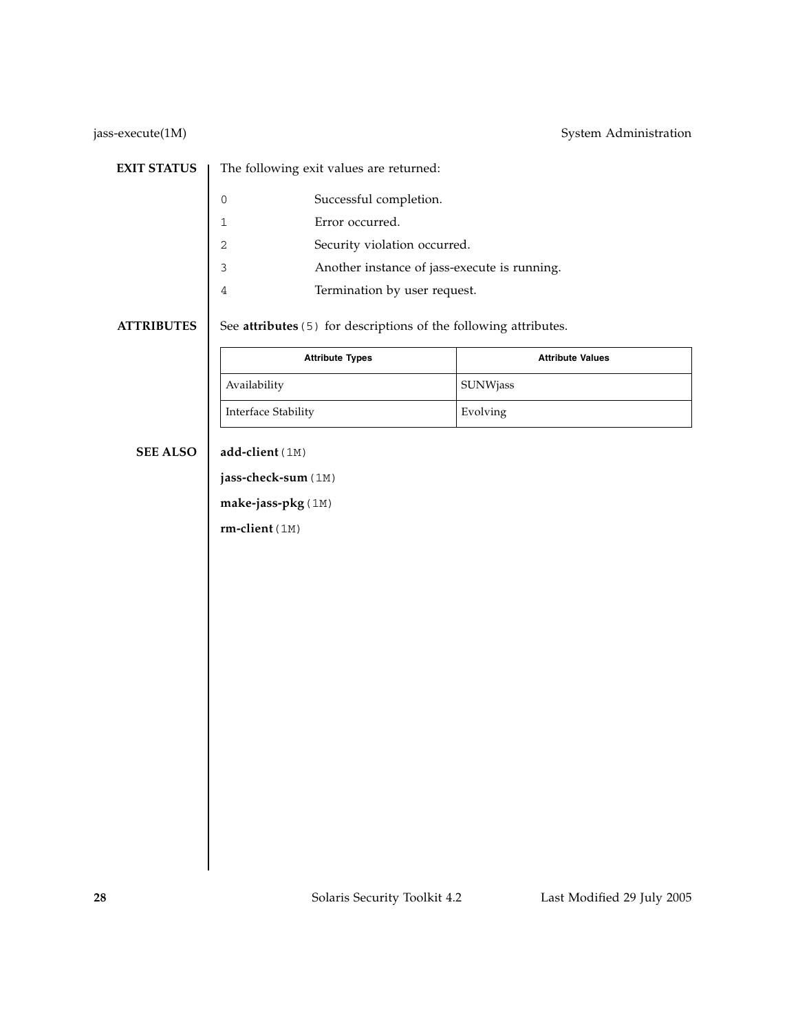## EXIT STATUS

The following exit values are returned:

| | |
|---|---|
| 0 | Successful completion. |
| 1 | Error occurred. |
| 2 | Security violation occurred. |
| 3 | Another instance of jass-execute is running. |
| 4 | Termination by user request. |

## ATTRIBUTES

See **attributes**(5) for descriptions of the following attributes.

| Attribute Types | Attribute Values |
|---|---|
| Availability | SUNWjass |
| Interface Stability | Evolving |

## SEE ALSO

**add-client**(1M)

**jass-check-sum**(1M)

**make-jass-pkg**(1M)

**rm-client**(1M)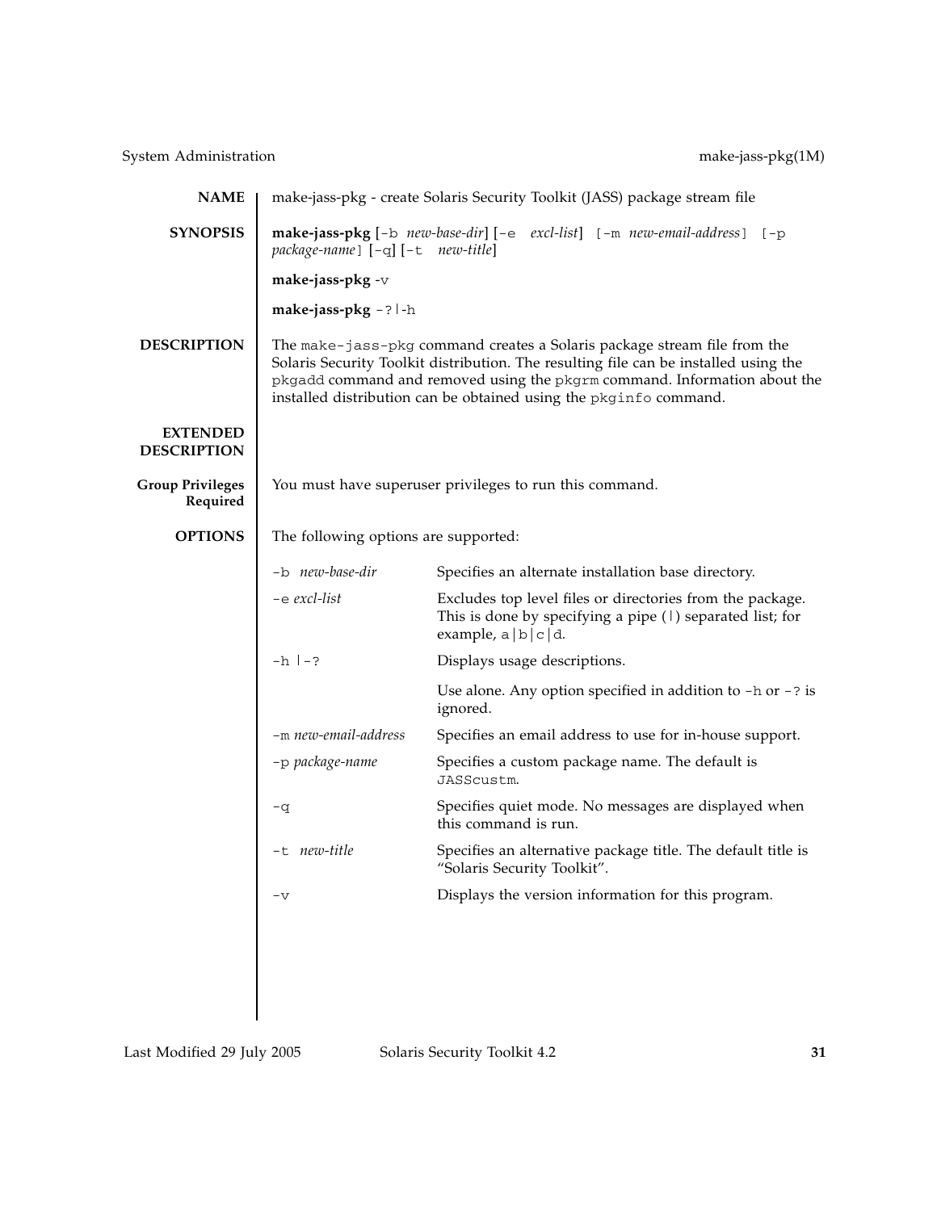## NAME

make-jass-pkg - create Solaris Security Toolkit (JASS) package stream file

## SYNOPSIS

**make-jass-pkg** [-b *new-base-dir*] [-e *excl-list*] [-m *new-email-address*] [-p *package-name*] [-q] [-t *new-title*]

**make-jass-pkg** -v

**make-jass-pkg** -?|-h

## DESCRIPTION

The `make-jass-pkg` command creates a Solaris package stream file from the Solaris Security Toolkit distribution. The resulting file can be installed using the `pkgadd` command and removed using the `pkgrm` command. Information about the installed distribution can be obtained using the `pkginfo` command.

## EXTENDED DESCRIPTION

### Group Privileges Required

You must have superuser privileges to run this command.

## OPTIONS

The following options are supported:

| Option | Description |
|---|---|
| `-b` *new-base-dir* | Specifies an alternate installation base directory. |
| `-e` *excl-list* | Excludes top level files or directories from the package. This is done by specifying a pipe (\|) separated list; for example, `a\|b\|c\|d`. |
| `-h \|-?` | Displays usage descriptions.<br><br>Use alone. Any option specified in addition to `-h` or `-?` is ignored. |
| `-m` *new-email-address* | Specifies an email address to use for in-house support. |
| `-p` *package-name* | Specifies a custom package name. The default is `JASScustm`. |
| `-q` | Specifies quiet mode. No messages are displayed when this command is run. |
| `-t` *new-title* | Specifies an alternative package title. The default title is “Solaris Security Toolkit”. |
| `-v` | Displays the version information for this program. |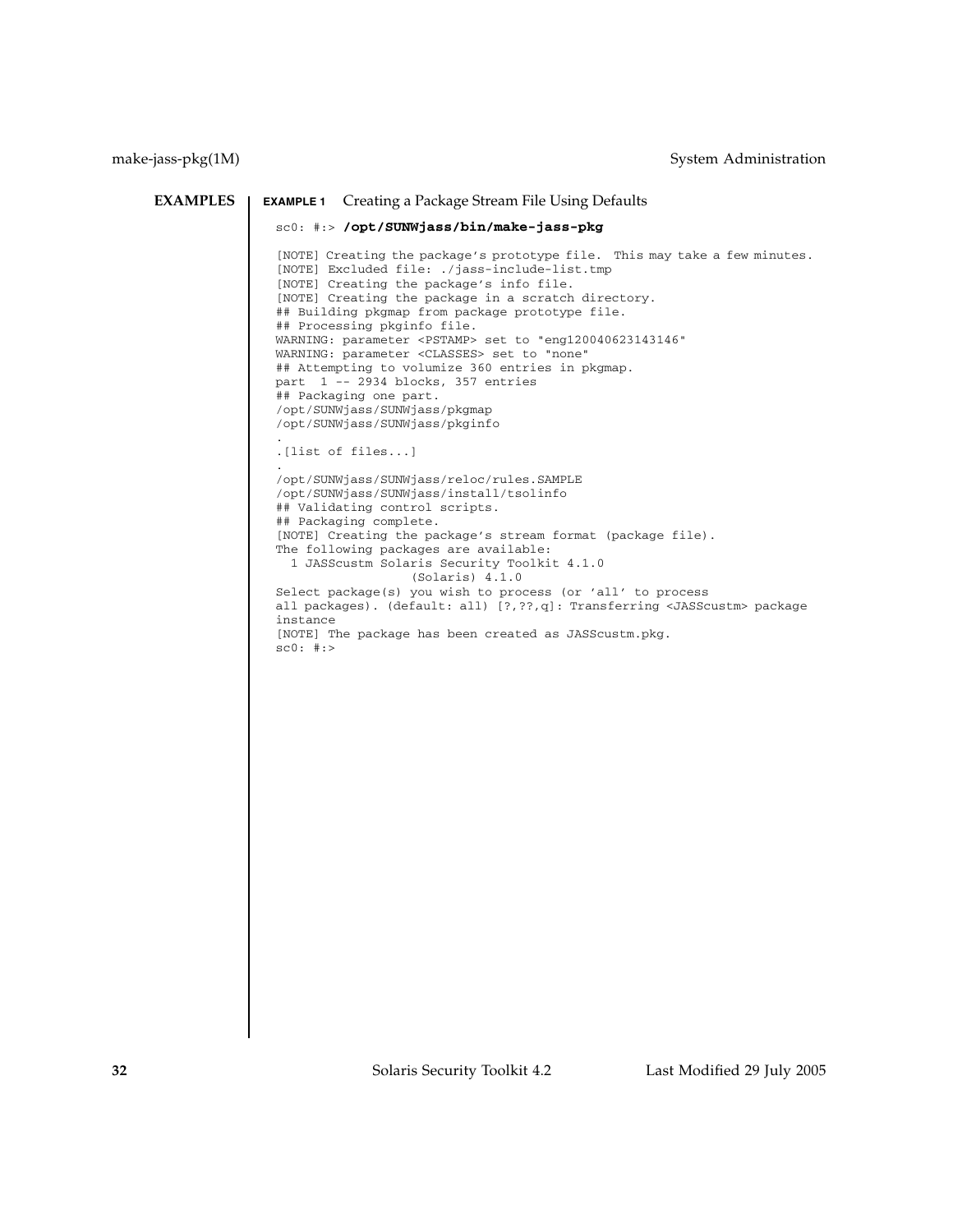## EXAMPLES

**EXAMPLE 1** Creating a Package Stream File Using Defaults

```
sc0: #:> /opt/SUNWjass/bin/make-jass-pkg

[NOTE] Creating the package's prototype file.  This may take a few minutes.
[NOTE] Excluded file: ./jass-include-list.tmp
[NOTE] Creating the package's info file.
[NOTE] Creating the package in a scratch directory.
## Building pkgmap from package prototype file.
## Processing pkginfo file.
WARNING: parameter <PSTAMP> set to "eng120040623143146"
WARNING: parameter <CLASSES> set to "none"
## Attempting to volumize 360 entries in pkgmap.
part  1 -- 2934 blocks, 357 entries
## Packaging one part.
/opt/SUNWjass/SUNWjass/pkgmap
/opt/SUNWjass/SUNWjass/pkginfo
.
.[list of files...]
.
/opt/SUNWjass/SUNWjass/reloc/rules.SAMPLE
/opt/SUNWjass/SUNWjass/install/tsolinfo
## Validating control scripts.
## Packaging complete.
[NOTE] Creating the package's stream format (package file).
The following packages are available:
  1 JASScustm Solaris Security Toolkit 4.1.0
                  (Solaris) 4.1.0
Select package(s) you wish to process (or 'all' to process
all packages). (default: all) [?,??,q]: Transferring <JASScustm> package
instance
[NOTE] The package has been created as JASScustm.pkg.
sc0: #:>
```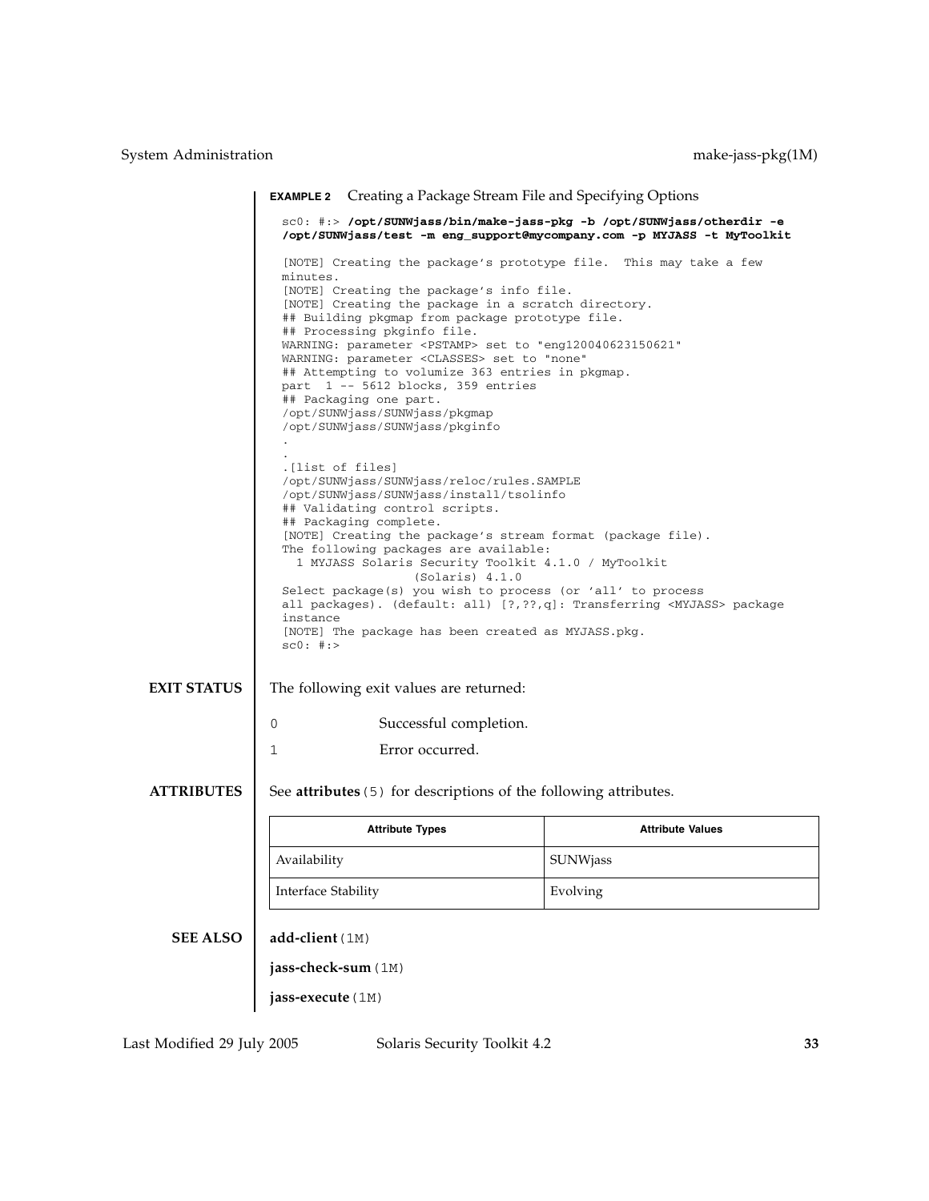**EXAMPLE 2** Creating a Package Stream File and Specifying Options

```
sc0: #:> /opt/SUNWjass/bin/make-jass-pkg -b /opt/SUNWjass/otherdir -e
/opt/SUNWjass/test -m eng_support@mycompany.com -p MYJASS -t MyToolkit

[NOTE] Creating the package's prototype file.  This may take a few
minutes.
[NOTE] Creating the package's info file.
[NOTE] Creating the package in a scratch directory.
## Building pkgmap from package prototype file.
## Processing pkginfo file.
WARNING: parameter <PSTAMP> set to "eng120040623150621"
WARNING: parameter <CLASSES> set to "none"
## Attempting to volumize 363 entries in pkgmap.
part  1 -- 5612 blocks, 359 entries
## Packaging one part.
/opt/SUNWjass/SUNWjass/pkgmap
/opt/SUNWjass/SUNWjass/pkginfo
.
.
.[list of files]
/opt/SUNWjass/SUNWjass/reloc/rules.SAMPLE
/opt/SUNWjass/SUNWjass/install/tsolinfo
## Validating control scripts.
## Packaging complete.
[NOTE] Creating the package's stream format (package file).
The following packages are available:
  1 MYJASS Solaris Security Toolkit 4.1.0 / MyToolkit
                    (Solaris) 4.1.0
Select package(s) you wish to process (or 'all' to process
all packages). (default: all) [?,??,q]: Transferring <MYJASS> package
instance
[NOTE] The package has been created as MYJASS.pkg.
sc0: #:>
```

## EXIT STATUS

The following exit values are returned:

0 Successful completion.

1 Error occurred.

## ATTRIBUTES

See **attributes**(5) for descriptions of the following attributes.

| Attribute Types | Attribute Values |
|---|---|
| Availability | SUNWjass |
| Interface Stability | Evolving |

## SEE ALSO

**add-client**(1M)

**jass-check-sum**(1M)

**jass-execute**(1M)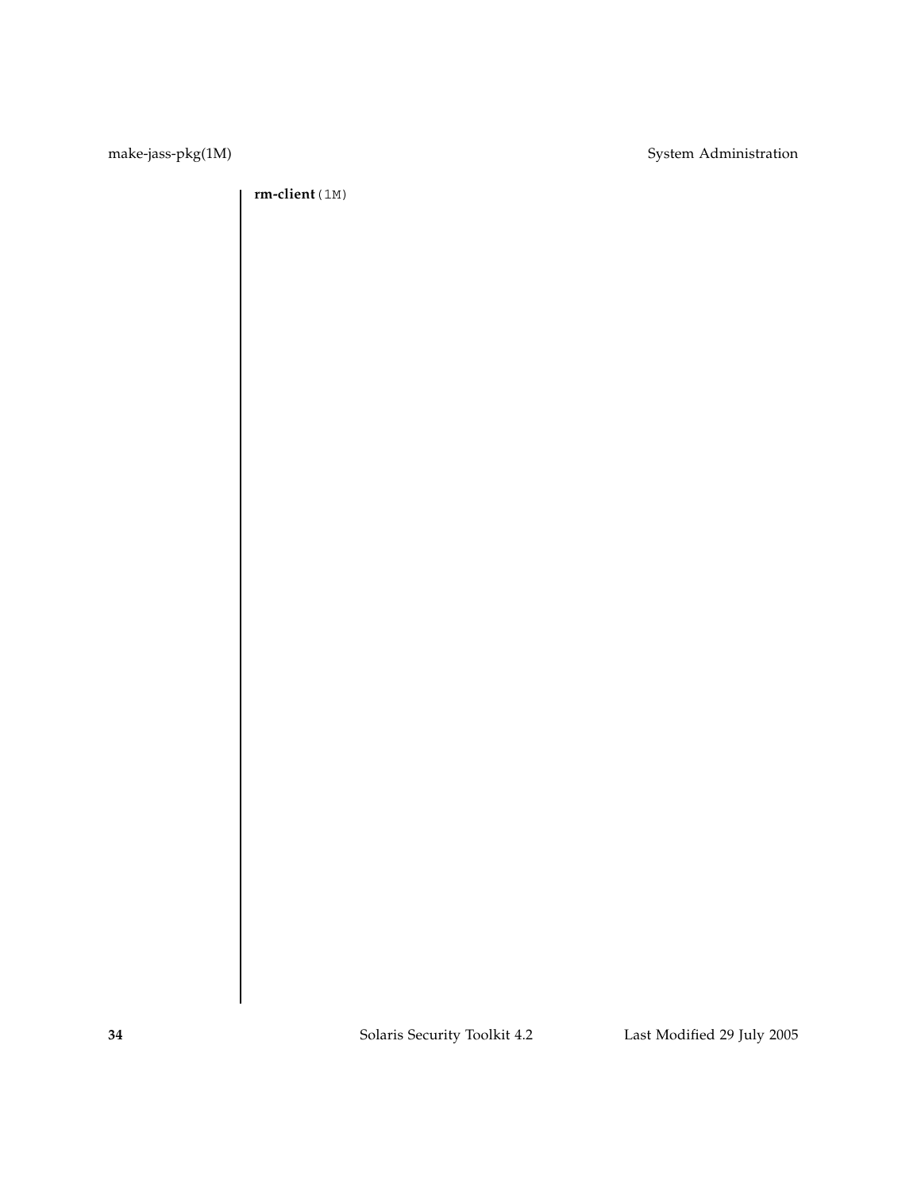**rm-client**(1M)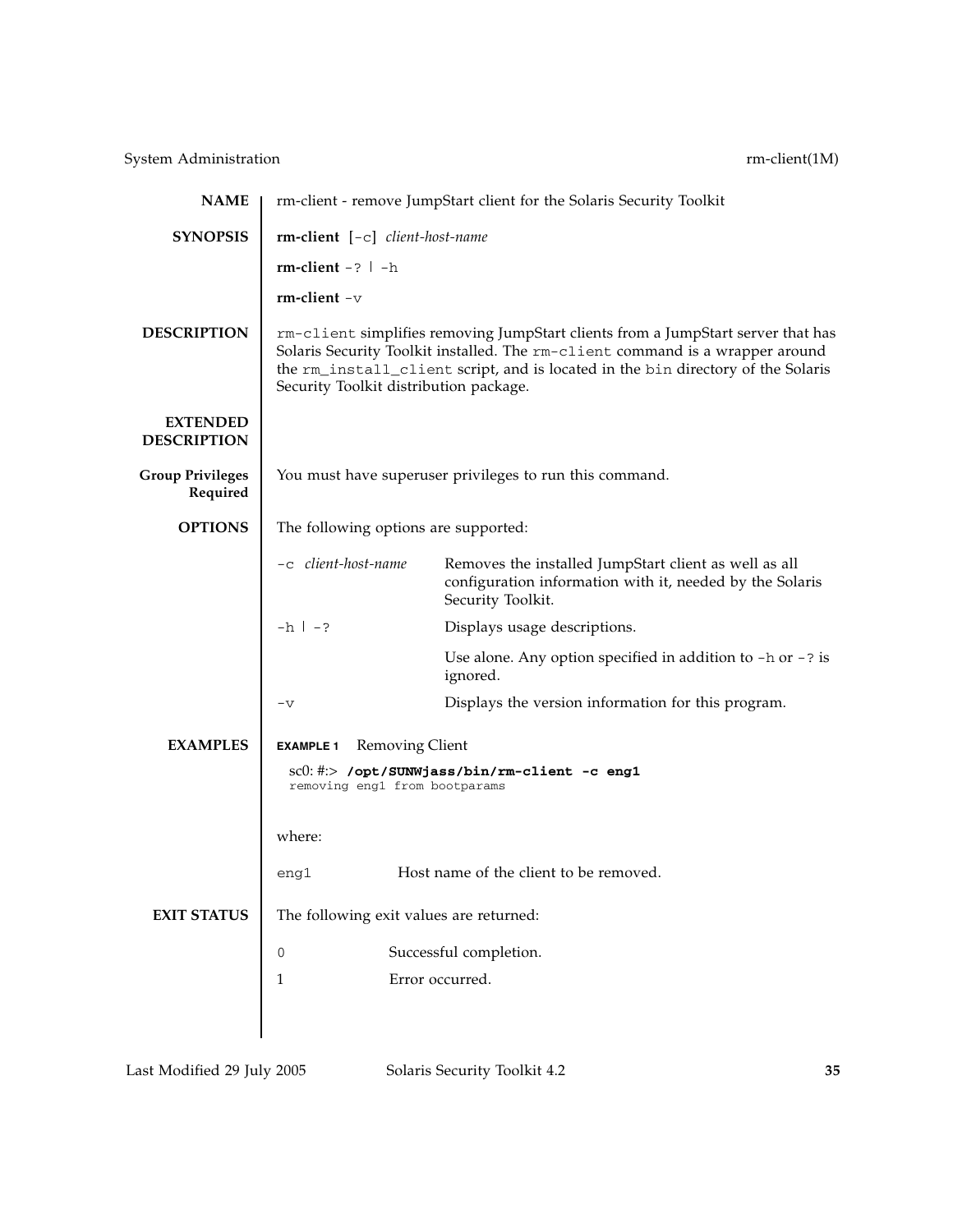## NAME

rm-client - remove JumpStart client for the Solaris Security Toolkit

## SYNOPSIS

**rm-client** [-c] *client-host-name*

**rm-client** -? | -h

**rm-client** -v

## DESCRIPTION

`rm-client` simplifies removing JumpStart clients from a JumpStart server that has Solaris Security Toolkit installed. The `rm-client` command is a wrapper around the `rm_install_client` script, and is located in the `bin` directory of the Solaris Security Toolkit distribution package.

## EXTENDED DESCRIPTION

### Group Privileges Required

You must have superuser privileges to run this command.

## OPTIONS

The following options are supported:

| Option | Description |
| --- | --- |
| -c *client-host-name* | Removes the installed JumpStart client as well as all configuration information with it, needed by the Solaris Security Toolkit. |
| -h \| -? | Displays usage descriptions. Use alone. Any option specified in addition to -h or -? is ignored. |
| -v | Displays the version information for this program. |

## EXAMPLES

**EXAMPLE 1** Removing Client

```
sc0: #:> /opt/SUNWjass/bin/rm-client -c eng1
removing eng1 from bootparams
```

where:

| | |
| --- | --- |
| eng1 | Host name of the client to be removed. |

## EXIT STATUS

The following exit values are returned:

| | |
| --- | --- |
| 0 | Successful completion. |
| 1 | Error occurred. |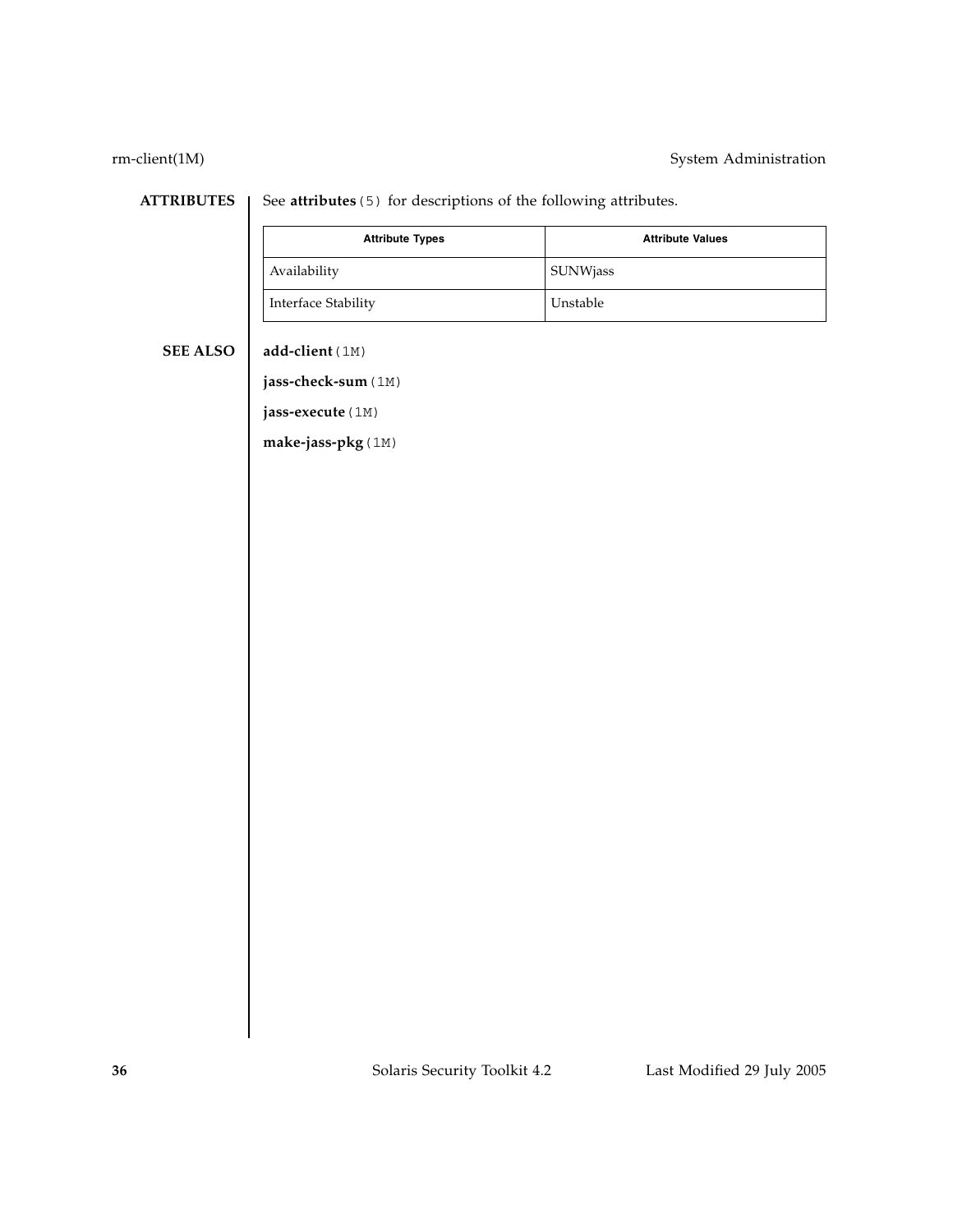## ATTRIBUTES

See **attributes**(5) for descriptions of the following attributes.

| Attribute Types | Attribute Values |
| --- | --- |
| Availability | SUNWjass |
| Interface Stability | Unstable |

## SEE ALSO

**add-client**(1M)

**jass-check-sum**(1M)

**jass-execute**(1M)

**make-jass-pkg**(1M)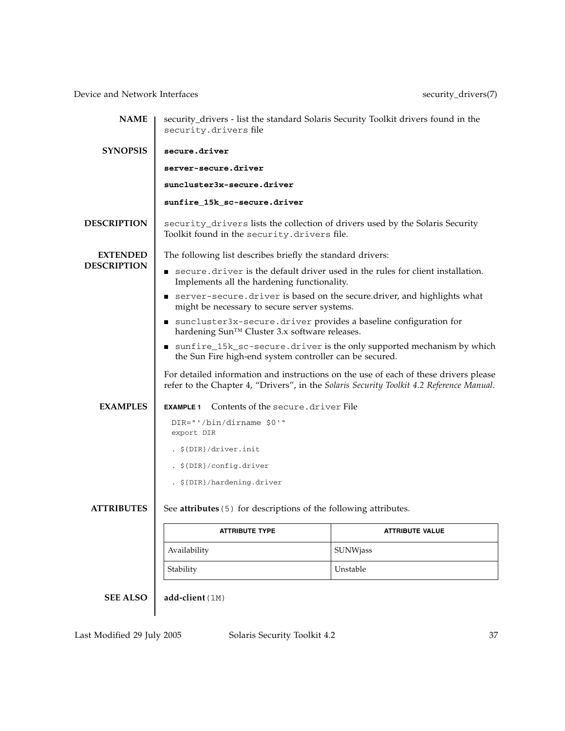## NAME

security_drivers - list the standard Solaris Security Toolkit drivers found in the `security.drivers` file

## SYNOPSIS

**secure.driver**

**server-secure.driver**

**suncluster3x-secure.driver**

**sunfire_15k_sc-secure.driver**

## DESCRIPTION

`security_drivers` lists the collection of drivers used by the Solaris Security Toolkit found in the `security.drivers` file.

## EXTENDED DESCRIPTION

The following list describes briefly the standard drivers:

- `secure.driver` is the default driver used in the rules for client installation. Implements all the hardening functionality.
- `server-secure.driver` is based on the secure.driver, and highlights what might be necessary to secure server systems.
- `suncluster3x-secure.driver` provides a baseline configuration for hardening Sun™ Cluster 3.x software releases.
- `sunfire_15k_sc-secure.driver` is the only supported mechanism by which the Sun Fire high-end system controller can be secured.

For detailed information and instructions on the use of each of these drivers please refer to the Chapter 4, "Drivers", in the *Solaris Security Toolkit 4.2 Reference Manual*.

## EXAMPLES

**EXAMPLE 1** Contents of the `secure.driver` File

```
DIR="`/bin/dirname $0`"
export DIR

. ${DIR}/driver.init

. ${DIR}/config.driver

. ${DIR}/hardening.driver
```

## ATTRIBUTES

See **attributes**(5) for descriptions of the following attributes.

| ATTRIBUTE TYPE | ATTRIBUTE VALUE |
| --- | --- |
| Availability | SUNWjass |
| Stability | Unstable |

## SEE ALSO

**add-client**(1M)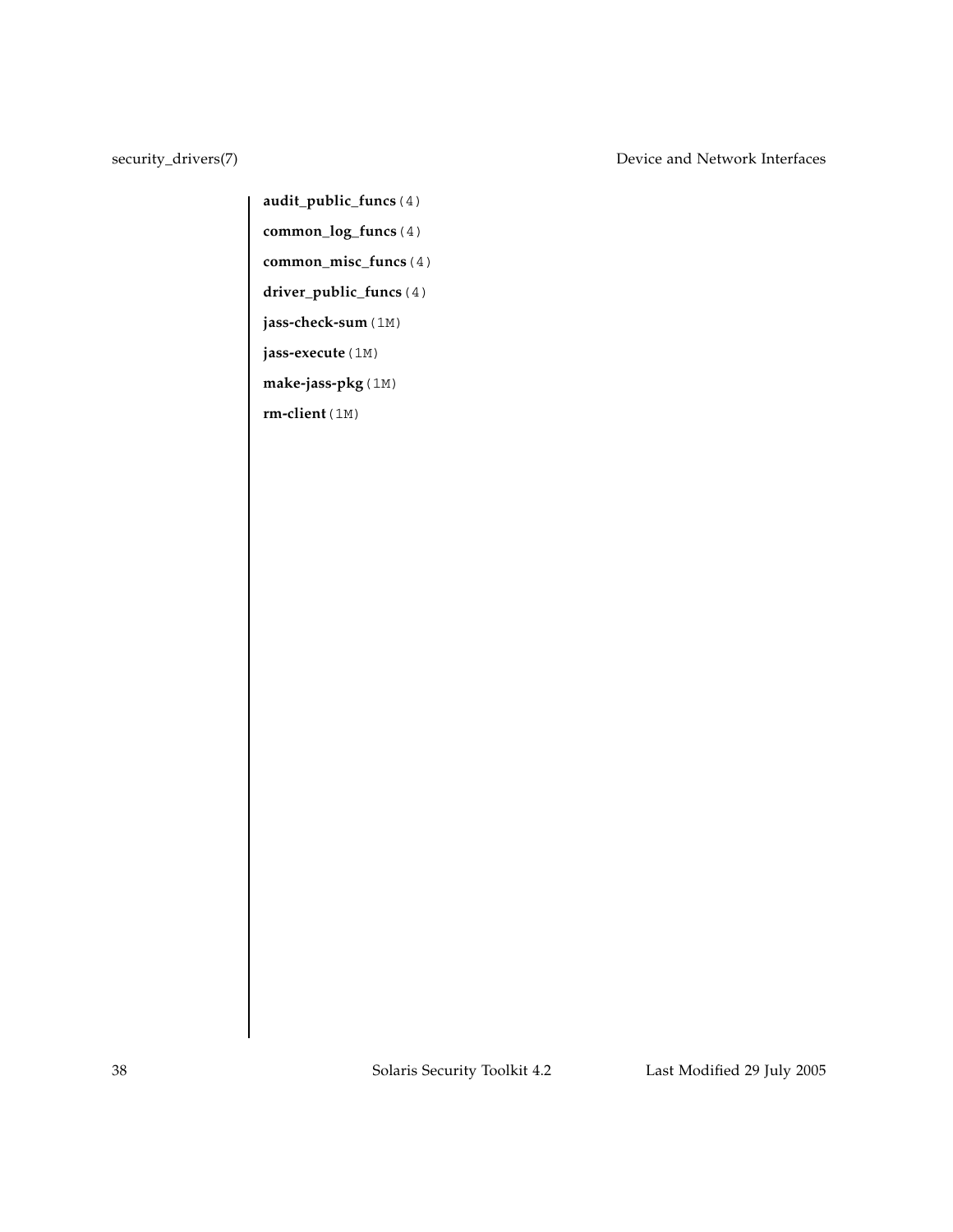**audit_public_funcs**(4)

**common_log_funcs**(4)

**common_misc_funcs**(4)

**driver_public_funcs**(4)

**jass-check-sum**(1M)

**jass-execute**(1M)

**make-jass-pkg**(1M)

**rm-client**(1M)